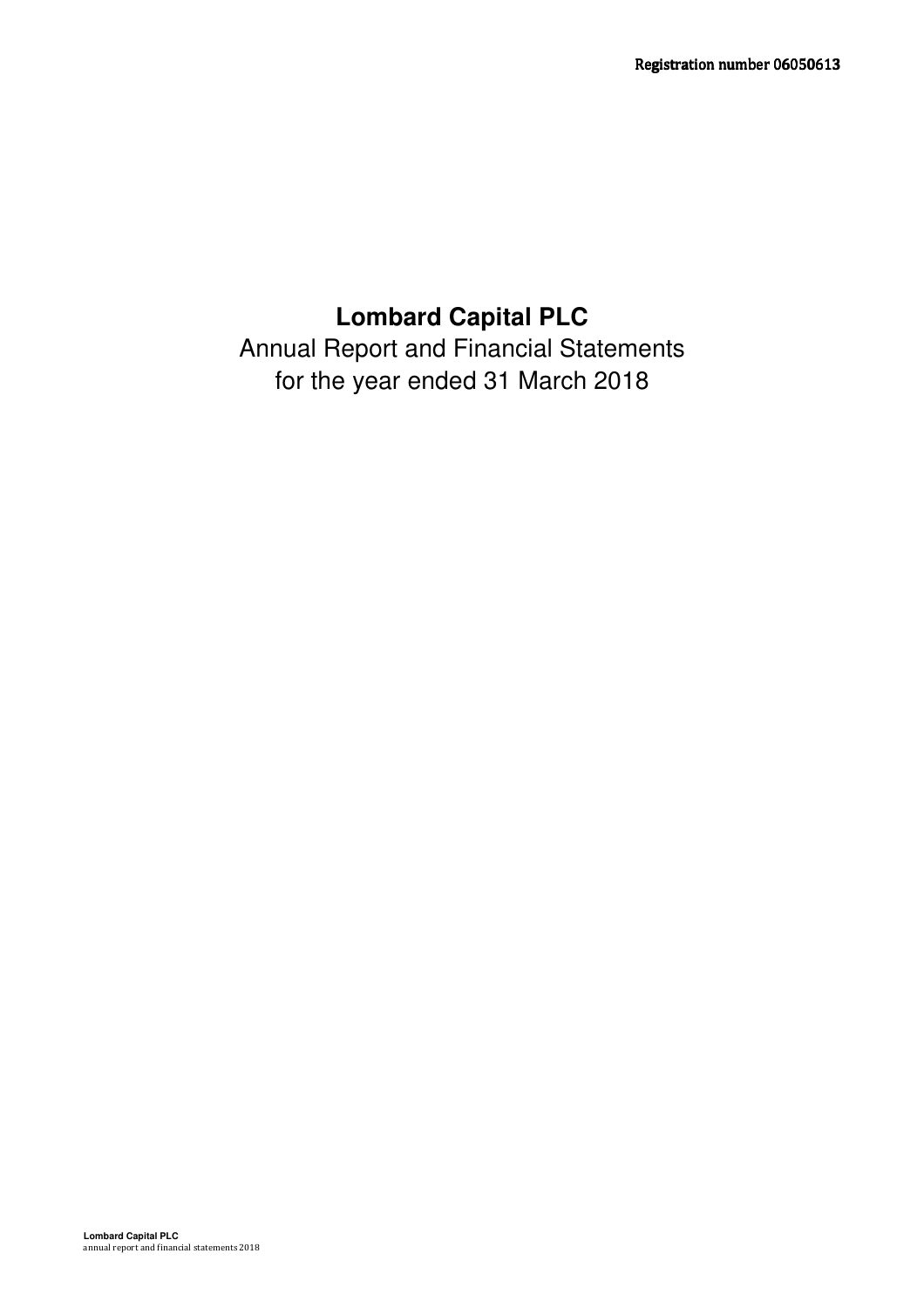Registration number 06050613

# Lombard Capital PLC

Annual Report and Financial Statements
for the year ended 31 March 2018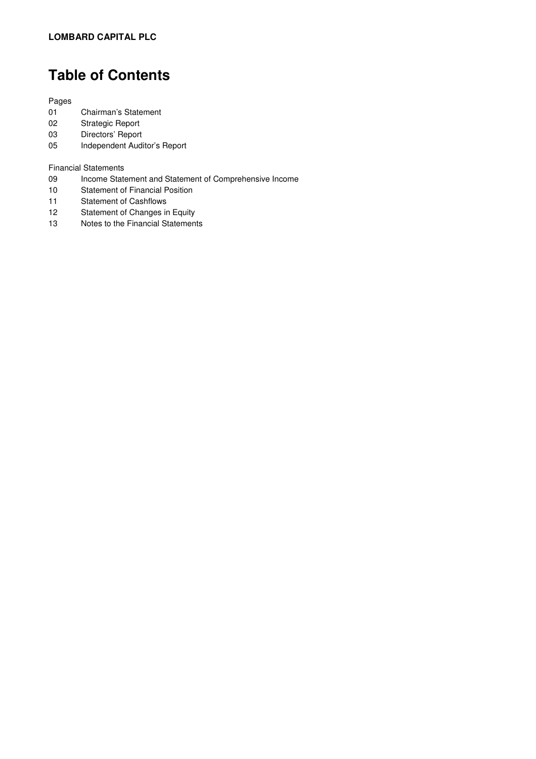**LOMBARD CAPITAL PLC**

# Table of Contents

Pages

| | |
|---|---|
| 01 | Chairman's Statement |
| 02 | Strategic Report |
| 03 | Directors' Report |
| 05 | Independent Auditor's Report |

Financial Statements

| | |
|---|---|
| 09 | Income Statement and Statement of Comprehensive Income |
| 10 | Statement of Financial Position |
| 11 | Statement of Cashflows |
| 12 | Statement of Changes in Equity |
| 13 | Notes to the Financial Statements |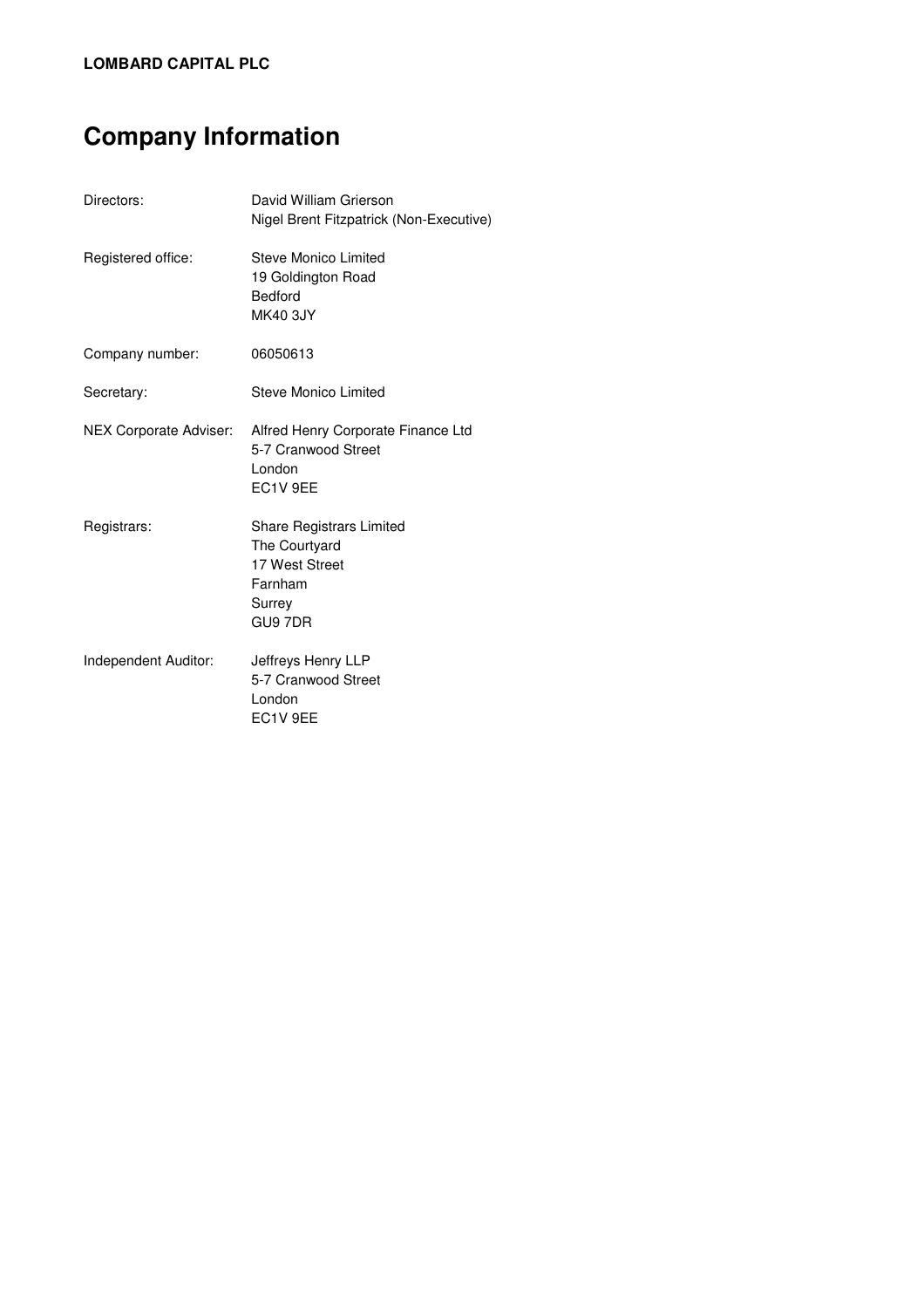**LOMBARD CAPITAL PLC**

# Company Information

| | |
|---|---|
| Directors: | David William Grierson<br>Nigel Brent Fitzpatrick (Non-Executive) |
| Registered office: | Steve Monico Limited<br>19 Goldington Road<br>Bedford<br>MK40 3JY |
| Company number: | 06050613 |
| Secretary: | Steve Monico Limited |
| NEX Corporate Adviser: | Alfred Henry Corporate Finance Ltd<br>5-7 Cranwood Street<br>London<br>EC1V 9EE |
| Registrars: | Share Registrars Limited<br>The Courtyard<br>17 West Street<br>Farnham<br>Surrey<br>GU9 7DR |
| Independent Auditor: | Jeffreys Henry LLP<br>5-7 Cranwood Street<br>London<br>EC1V 9EE |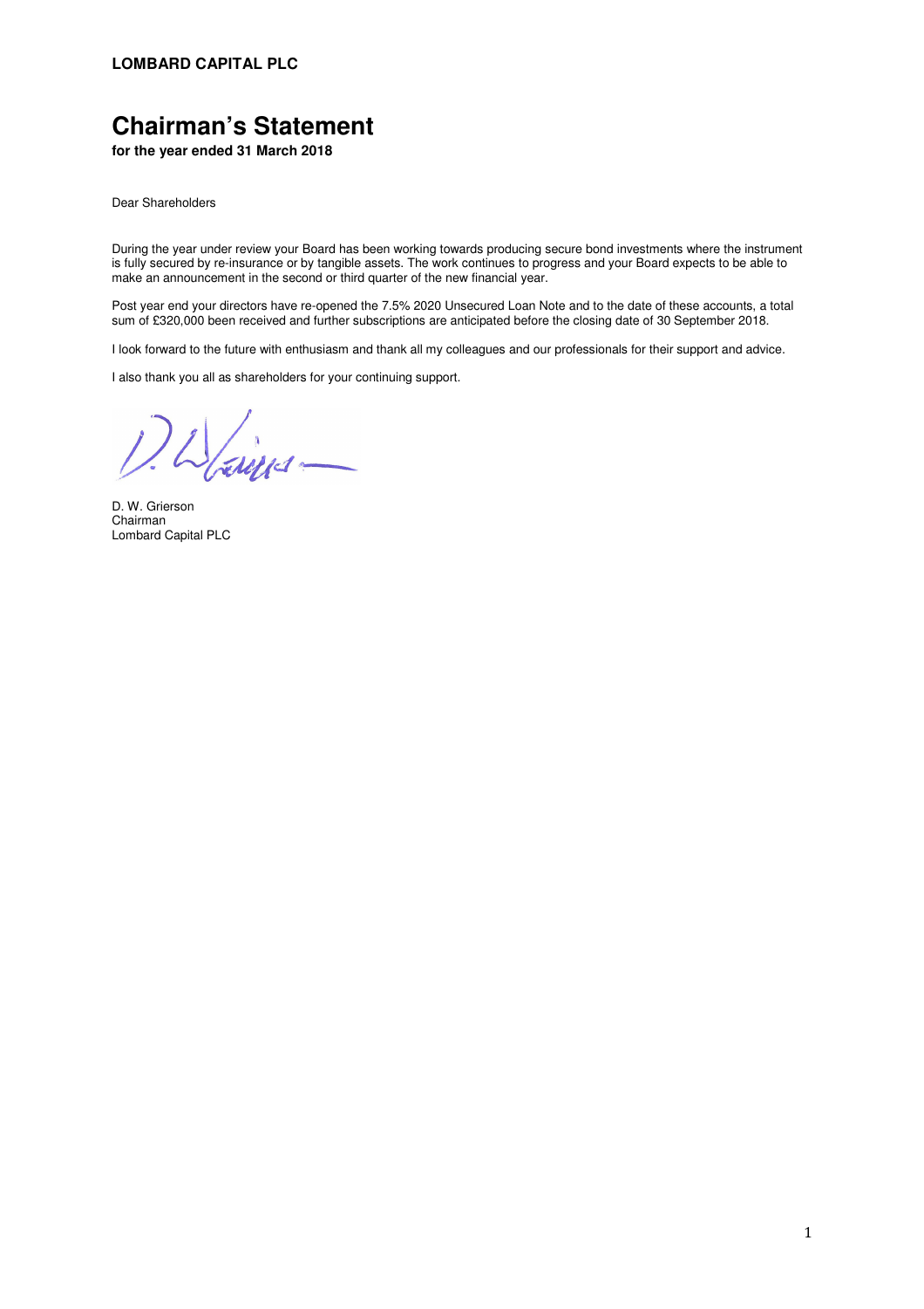**LOMBARD CAPITAL PLC**

# Chairman's Statement

**for the year ended 31 March 2018**

Dear Shareholders

During the year under review your Board has been working towards producing secure bond investments where the instrument is fully secured by re-insurance or by tangible assets. The work continues to progress and your Board expects to be able to make an announcement in the second or third quarter of the new financial year.

Post year end your directors have re-opened the 7.5% 2020 Unsecured Loan Note and to the date of these accounts, a total sum of £320,000 been received and further subscriptions are anticipated before the closing date of 30 September 2018.

I look forward to the future with enthusiasm and thank all my colleagues and our professionals for their support and advice.

I also thank you all as shareholders for your continuing support.

D. W. Grierson
Chairman
Lombard Capital PLC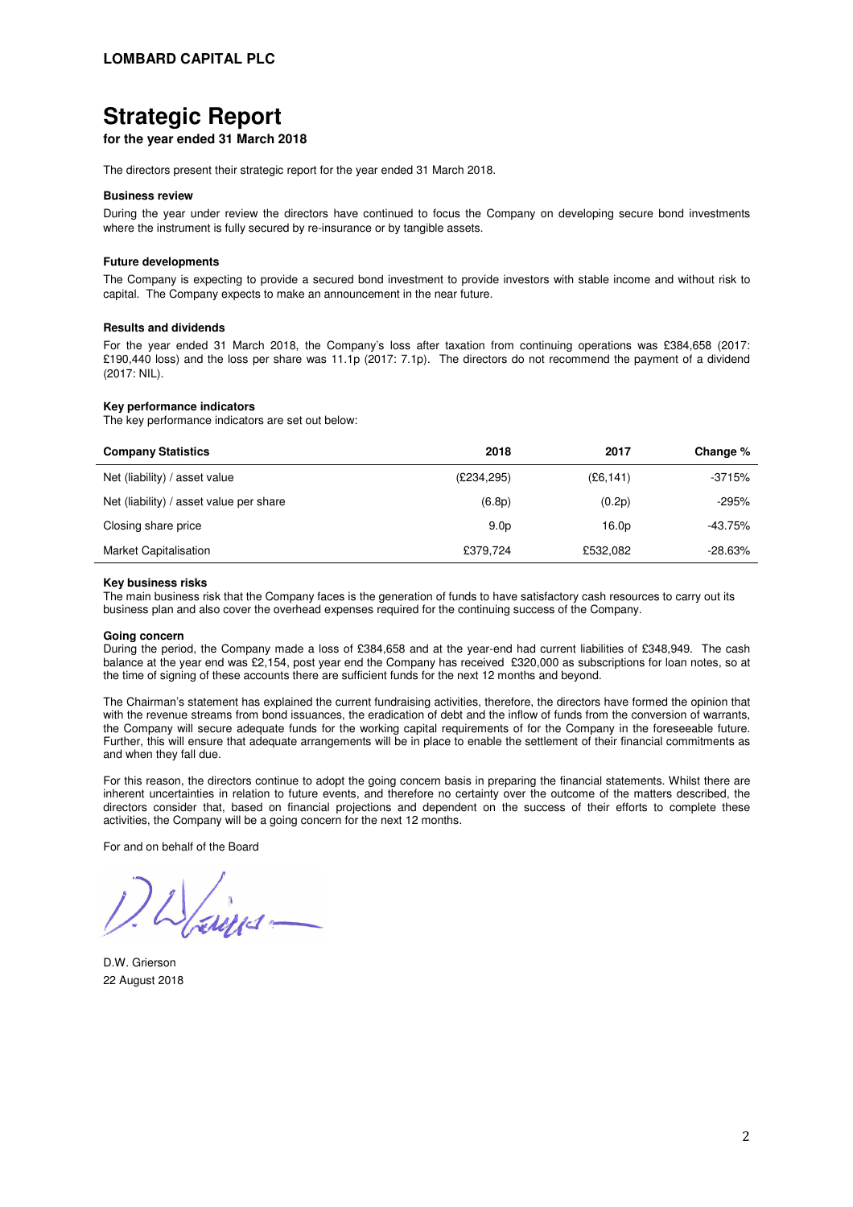**LOMBARD CAPITAL PLC**

# Strategic Report

**for the year ended 31 March 2018**

The directors present their strategic report for the year ended 31 March 2018.

### Business review

During the year under review the directors have continued to focus the Company on developing secure bond investments where the instrument is fully secured by re-insurance or by tangible assets.

### Future developments

The Company is expecting to provide a secured bond investment to provide investors with stable income and without risk to capital. The Company expects to make an announcement in the near future.

### Results and dividends

For the year ended 31 March 2018, the Company's loss after taxation from continuing operations was £384,658 (2017: £190,440 loss) and the loss per share was 11.1p (2017: 7.1p). The directors do not recommend the payment of a dividend (2017: NIL).

### Key performance indicators

The key performance indicators are set out below:

| Company Statistics | 2018 | 2017 | Change % |
|---|---|---|---|
| Net (liability) / asset value | (£234,295) | (£6,141) | -3715% |
| Net (liability) / asset value per share | (6.8p) | (0.2p) | -295% |
| Closing share price | 9.0p | 16.0p | -43.75% |
| Market Capitalisation | £379,724 | £532,082 | -28.63% |

### Key business risks

The main business risk that the Company faces is the generation of funds to have satisfactory cash resources to carry out its business plan and also cover the overhead expenses required for the continuing success of the Company.

### Going concern

During the period, the Company made a loss of £384,658 and at the year-end had current liabilities of £348,949. The cash balance at the year end was £2,154, post year end the Company has received £320,000 as subscriptions for loan notes, so at the time of signing of these accounts there are sufficient funds for the next 12 months and beyond.

The Chairman's statement has explained the current fundraising activities, therefore, the directors have formed the opinion that with the revenue streams from bond issuances, the eradication of debt and the inflow of funds from the conversion of warrants, the Company will secure adequate funds for the working capital requirements of for the Company in the foreseeable future. Further, this will ensure that adequate arrangements will be in place to enable the settlement of their financial commitments as and when they fall due.

For this reason, the directors continue to adopt the going concern basis in preparing the financial statements. Whilst there are inherent uncertainties in relation to future events, and therefore no certainty over the outcome of the matters described, the directors consider that, based on financial projections and dependent on the success of their efforts to complete these activities, the Company will be a going concern for the next 12 months.

For and on behalf of the Board

D.W. Grierson
22 August 2018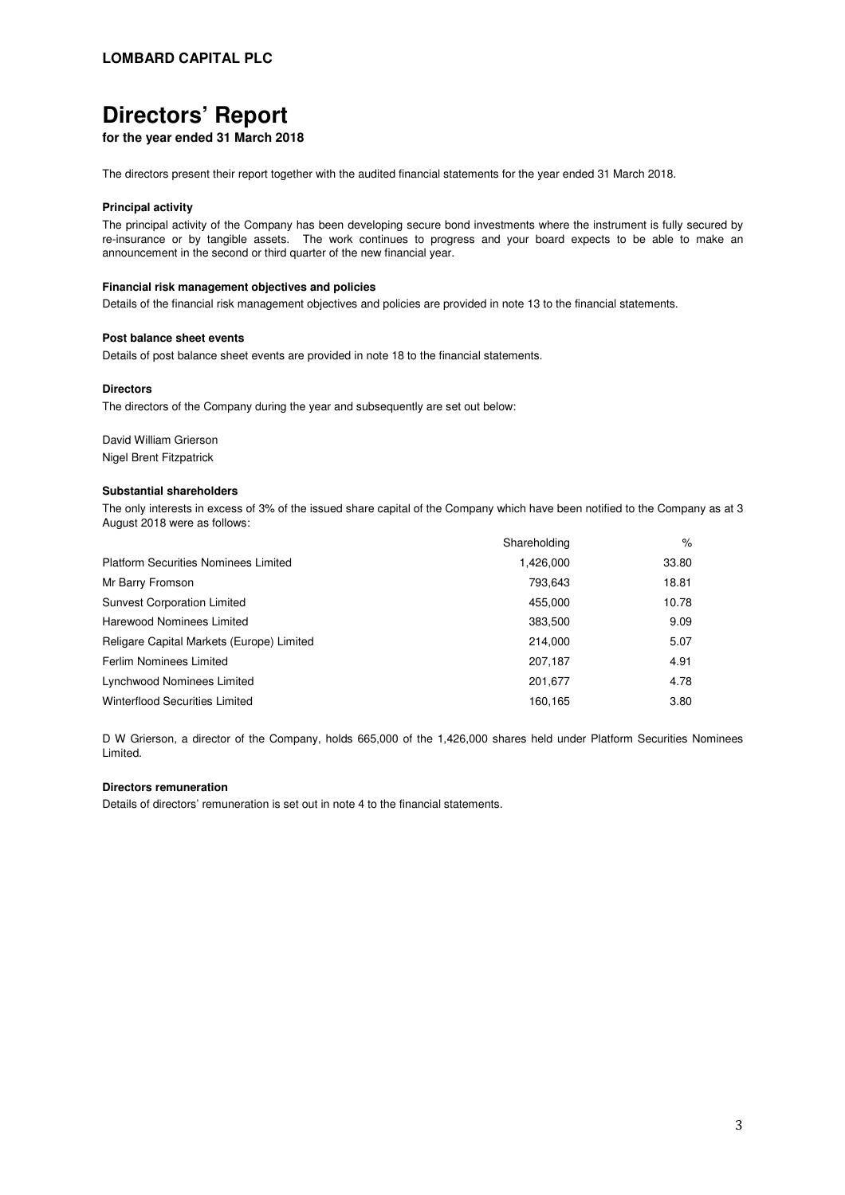**LOMBARD CAPITAL PLC**

# Directors' Report

**for the year ended 31 March 2018**

The directors present their report together with the audited financial statements for the year ended 31 March 2018.

### Principal activity

The principal activity of the Company has been developing secure bond investments where the instrument is fully secured by re-insurance or by tangible assets. The work continues to progress and your board expects to be able to make an announcement in the second or third quarter of the new financial year.

### Financial risk management objectives and policies

Details of the financial risk management objectives and policies are provided in note 13 to the financial statements.

### Post balance sheet events

Details of post balance sheet events are provided in note 18 to the financial statements.

### Directors

The directors of the Company during the year and subsequently are set out below:

David William Grierson
Nigel Brent Fitzpatrick

### Substantial shareholders

The only interests in excess of 3% of the issued share capital of the Company which have been notified to the Company as at 3 August 2018 were as follows:

| | Shareholding | % |
|---|---|---|
| Platform Securities Nominees Limited | 1,426,000 | 33.80 |
| Mr Barry Fromson | 793,643 | 18.81 |
| Sunvest Corporation Limited | 455,000 | 10.78 |
| Harewood Nominees Limited | 383,500 | 9.09 |
| Religare Capital Markets (Europe) Limited | 214,000 | 5.07 |
| Ferlim Nominees Limited | 207,187 | 4.91 |
| Lynchwood Nominees Limited | 201,677 | 4.78 |
| Winterflood Securities Limited | 160,165 | 3.80 |

D W Grierson, a director of the Company, holds 665,000 of the 1,426,000 shares held under Platform Securities Nominees Limited.

### Directors remuneration

Details of directors' remuneration is set out in note 4 to the financial statements.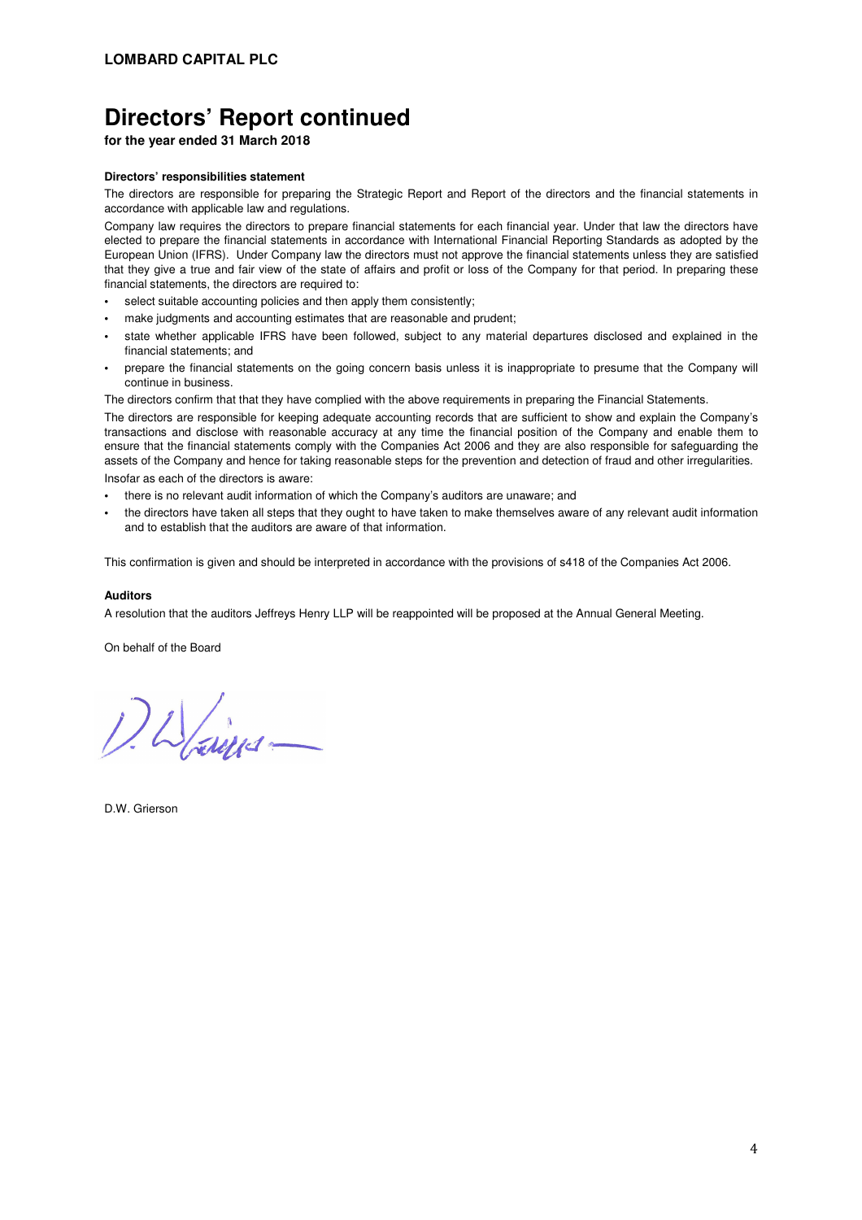**LOMBARD CAPITAL PLC**

# Directors' Report continued

**for the year ended 31 March 2018**

**Directors' responsibilities statement**

The directors are responsible for preparing the Strategic Report and Report of the directors and the financial statements in accordance with applicable law and regulations.

Company law requires the directors to prepare financial statements for each financial year. Under that law the directors have elected to prepare the financial statements in accordance with International Financial Reporting Standards as adopted by the European Union (IFRS). Under Company law the directors must not approve the financial statements unless they are satisfied that they give a true and fair view of the state of affairs and profit or loss of the Company for that period. In preparing these financial statements, the directors are required to:

- select suitable accounting policies and then apply them consistently;
- make judgments and accounting estimates that are reasonable and prudent;
- state whether applicable IFRS have been followed, subject to any material departures disclosed and explained in the financial statements; and
- prepare the financial statements on the going concern basis unless it is inappropriate to presume that the Company will continue in business.

The directors confirm that that they have complied with the above requirements in preparing the Financial Statements.

The directors are responsible for keeping adequate accounting records that are sufficient to show and explain the Company's transactions and disclose with reasonable accuracy at any time the financial position of the Company and enable them to ensure that the financial statements comply with the Companies Act 2006 and they are also responsible for safeguarding the assets of the Company and hence for taking reasonable steps for the prevention and detection of fraud and other irregularities.

Insofar as each of the directors is aware:

- there is no relevant audit information of which the Company's auditors are unaware; and
- the directors have taken all steps that they ought to have taken to make themselves aware of any relevant audit information and to establish that the auditors are aware of that information.

This confirmation is given and should be interpreted in accordance with the provisions of s418 of the Companies Act 2006.

**Auditors**

A resolution that the auditors Jeffreys Henry LLP will be reappointed will be proposed at the Annual General Meeting.

On behalf of the Board

D.W. Grierson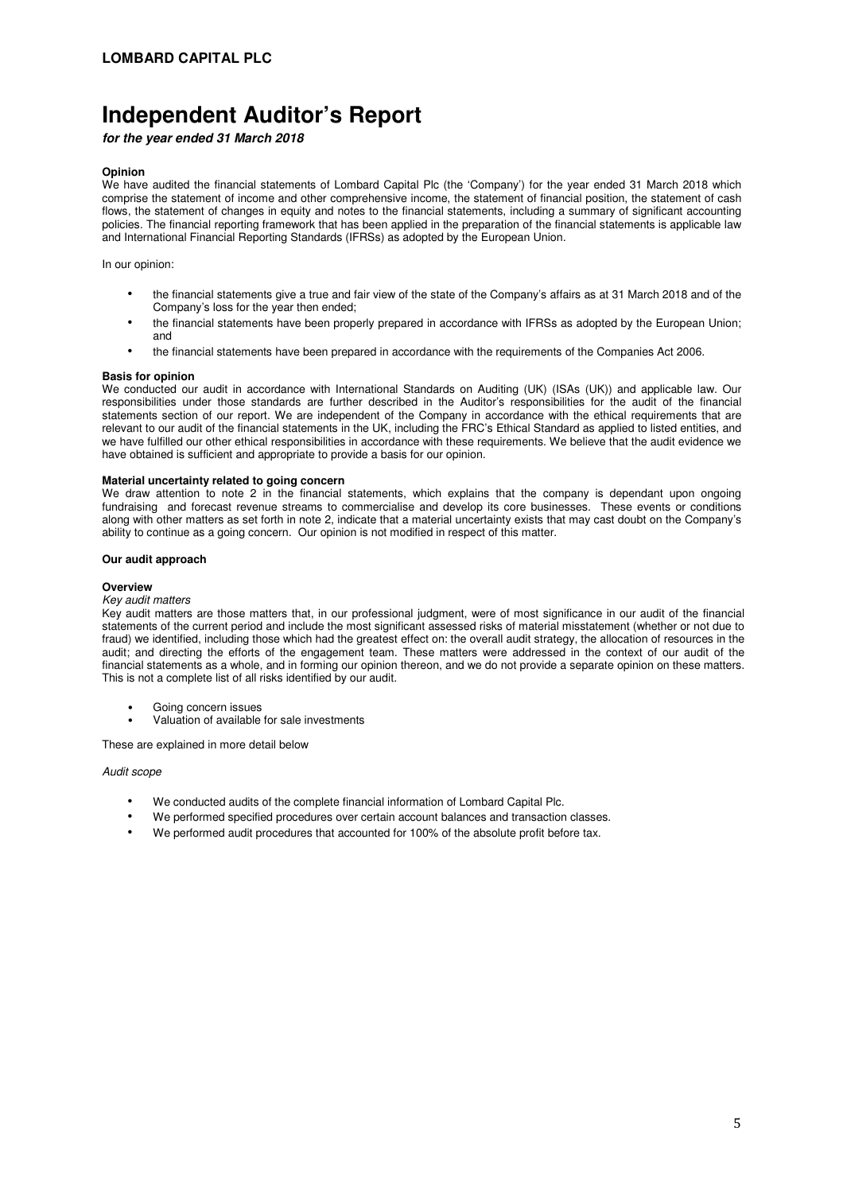**LOMBARD CAPITAL PLC**

# Independent Auditor's Report

***for the year ended 31 March 2018***

**Opinion**

We have audited the financial statements of Lombard Capital Plc (the 'Company') for the year ended 31 March 2018 which comprise the statement of income and other comprehensive income, the statement of financial position, the statement of cash flows, the statement of changes in equity and notes to the financial statements, including a summary of significant accounting policies. The financial reporting framework that has been applied in the preparation of the financial statements is applicable law and International Financial Reporting Standards (IFRSs) as adopted by the European Union.

In our opinion:

- the financial statements give a true and fair view of the state of the Company's affairs as at 31 March 2018 and of the Company's loss for the year then ended;
- the financial statements have been properly prepared in accordance with IFRSs as adopted by the European Union; and
- the financial statements have been prepared in accordance with the requirements of the Companies Act 2006.

**Basis for opinion**

We conducted our audit in accordance with International Standards on Auditing (UK) (ISAs (UK)) and applicable law. Our responsibilities under those standards are further described in the Auditor's responsibilities for the audit of the financial statements section of our report. We are independent of the Company in accordance with the ethical requirements that are relevant to our audit of the financial statements in the UK, including the FRC's Ethical Standard as applied to listed entities, and we have fulfilled our other ethical responsibilities in accordance with these requirements. We believe that the audit evidence we have obtained is sufficient and appropriate to provide a basis for our opinion.

**Material uncertainty related to going concern**

We draw attention to note 2 in the financial statements, which explains that the company is dependant upon ongoing fundraising and forecast revenue streams to commercialise and develop its core businesses. These events or conditions along with other matters as set forth in note 2, indicate that a material uncertainty exists that may cast doubt on the Company's ability to continue as a going concern. Our opinion is not modified in respect of this matter.

**Our audit approach**

**Overview**

*Key audit matters*

Key audit matters are those matters that, in our professional judgment, were of most significance in our audit of the financial statements of the current period and include the most significant assessed risks of material misstatement (whether or not due to fraud) we identified, including those which had the greatest effect on: the overall audit strategy, the allocation of resources in the audit; and directing the efforts of the engagement team. These matters were addressed in the context of our audit of the financial statements as a whole, and in forming our opinion thereon, and we do not provide a separate opinion on these matters. This is not a complete list of all risks identified by our audit.

- Going concern issues
- Valuation of available for sale investments

These are explained in more detail below

*Audit scope*

- We conducted audits of the complete financial information of Lombard Capital Plc.
- We performed specified procedures over certain account balances and transaction classes.
- We performed audit procedures that accounted for 100% of the absolute profit before tax.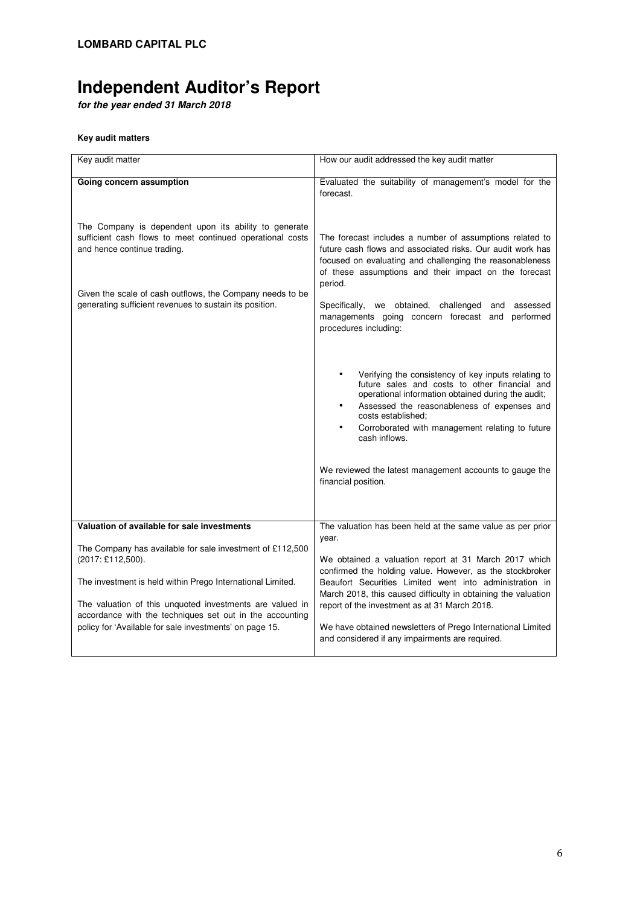**LOMBARD CAPITAL PLC**

# Independent Auditor's Report

***for the year ended 31 March 2018***

### Key audit matters

| Key audit matter | How our audit addressed the key audit matter |
| --- | --- |
| **Going concern assumption**<br><br>The Company is dependent upon its ability to generate sufficient cash flows to meet continued operational costs and hence continue trading.<br><br>Given the scale of cash outflows, the Company needs to be generating sufficient revenues to sustain its position. | Evaluated the suitability of management's model for the forecast.<br><br>The forecast includes a number of assumptions related to future cash flows and associated risks. Our audit work has focused on evaluating and challenging the reasonableness of these assumptions and their impact on the forecast period.<br><br>Specifically, we obtained, challenged and assessed managements going concern forecast and performed procedures including:<br><br>• Verifying the consistency of key inputs relating to future sales and costs to other financial and operational information obtained during the audit;<br>• Assessed the reasonableness of expenses and costs established;<br>• Corroborated with management relating to future cash inflows.<br><br>We reviewed the latest management accounts to gauge the financial position. |
| **Valuation of available for sale investments**<br><br>The Company has available for sale investment of £112,500 (2017: £112,500).<br><br>The investment is held within Prego International Limited.<br><br>The valuation of this unquoted investments are valued in accordance with the techniques set out in the accounting policy for 'Available for sale investments' on page 15. | The valuation has been held at the same value as per prior year.<br><br>We obtained a valuation report at 31 March 2017 which confirmed the holding value. However, as the stockbroker Beaufort Securities Limited went into administration in March 2018, this caused difficulty in obtaining the valuation report of the investment as at 31 March 2018.<br><br>We have obtained newsletters of Prego International Limited and considered if any impairments are required. |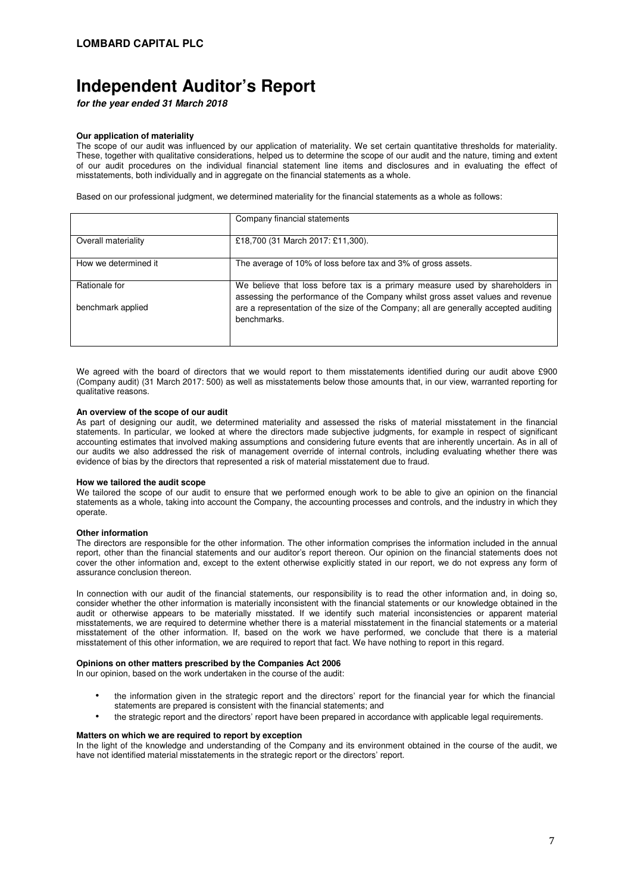**LOMBARD CAPITAL PLC**

# Independent Auditor's Report

***for the year ended 31 March 2018***

**Our application of materiality**

The scope of our audit was influenced by our application of materiality. We set certain quantitative thresholds for materiality. These, together with qualitative considerations, helped us to determine the scope of our audit and the nature, timing and extent of our audit procedures on the individual financial statement line items and disclosures and in evaluating the effect of misstatements, both individually and in aggregate on the financial statements as a whole.

Based on our professional judgment, we determined materiality for the financial statements as a whole as follows:

| | Company financial statements |
|---|---|
| Overall materiality | £18,700 (31 March 2017: £11,300). |
| How we determined it | The average of 10% of loss before tax and 3% of gross assets. |
| Rationale for benchmark applied | We believe that loss before tax is a primary measure used by shareholders in assessing the performance of the Company whilst gross asset values and revenue are a representation of the size of the Company; all are generally accepted auditing benchmarks. |

We agreed with the board of directors that we would report to them misstatements identified during our audit above £900 (Company audit) (31 March 2017: 500) as well as misstatements below those amounts that, in our view, warranted reporting for qualitative reasons.

**An overview of the scope of our audit**

As part of designing our audit, we determined materiality and assessed the risks of material misstatement in the financial statements. In particular, we looked at where the directors made subjective judgments, for example in respect of significant accounting estimates that involved making assumptions and considering future events that are inherently uncertain. As in all of our audits we also addressed the risk of management override of internal controls, including evaluating whether there was evidence of bias by the directors that represented a risk of material misstatement due to fraud.

**How we tailored the audit scope**

We tailored the scope of our audit to ensure that we performed enough work to be able to give an opinion on the financial statements as a whole, taking into account the Company, the accounting processes and controls, and the industry in which they operate.

**Other information**

The directors are responsible for the other information. The other information comprises the information included in the annual report, other than the financial statements and our auditor's report thereon. Our opinion on the financial statements does not cover the other information and, except to the extent otherwise explicitly stated in our report, we do not express any form of assurance conclusion thereon.

In connection with our audit of the financial statements, our responsibility is to read the other information and, in doing so, consider whether the other information is materially inconsistent with the financial statements or our knowledge obtained in the audit or otherwise appears to be materially misstated. If we identify such material inconsistencies or apparent material misstatements, we are required to determine whether there is a material misstatement in the financial statements or a material misstatement of the other information. If, based on the work we have performed, we conclude that there is a material misstatement of this other information, we are required to report that fact. We have nothing to report in this regard.

**Opinions on other matters prescribed by the Companies Act 2006**

In our opinion, based on the work undertaken in the course of the audit:

- the information given in the strategic report and the directors' report for the financial year for which the financial statements are prepared is consistent with the financial statements; and
- the strategic report and the directors' report have been prepared in accordance with applicable legal requirements.

**Matters on which we are required to report by exception**

In the light of the knowledge and understanding of the Company and its environment obtained in the course of the audit, we have not identified material misstatements in the strategic report or the directors' report.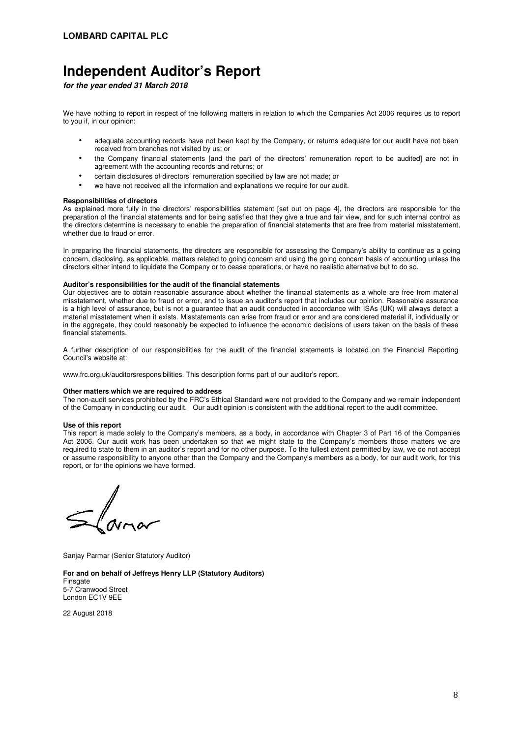# Independent Auditor's Report

***for the year ended 31 March 2018***

We have nothing to report in respect of the following matters in relation to which the Companies Act 2006 requires us to report to you if, in our opinion:

- adequate accounting records have not been kept by the Company, or returns adequate for our audit have not been received from branches not visited by us; or
- the Company financial statements [and the part of the directors' remuneration report to be audited] are not in agreement with the accounting records and returns; or
- certain disclosures of directors' remuneration specified by law are not made; or
- we have not received all the information and explanations we require for our audit.

**Responsibilities of directors**

As explained more fully in the directors' responsibilities statement [set out on page 4], the directors are responsible for the preparation of the financial statements and for being satisfied that they give a true and fair view, and for such internal control as the directors determine is necessary to enable the preparation of financial statements that are free from material misstatement, whether due to fraud or error.

In preparing the financial statements, the directors are responsible for assessing the Company's ability to continue as a going concern, disclosing, as applicable, matters related to going concern and using the going concern basis of accounting unless the directors either intend to liquidate the Company or to cease operations, or have no realistic alternative but to do so.

**Auditor's responsibilities for the audit of the financial statements**

Our objectives are to obtain reasonable assurance about whether the financial statements as a whole are free from material misstatement, whether due to fraud or error, and to issue an auditor's report that includes our opinion. Reasonable assurance is a high level of assurance, but is not a guarantee that an audit conducted in accordance with ISAs (UK) will always detect a material misstatement when it exists. Misstatements can arise from fraud or error and are considered material if, individually or in the aggregate, they could reasonably be expected to influence the economic decisions of users taken on the basis of these financial statements.

A further description of our responsibilities for the audit of the financial statements is located on the Financial Reporting Council's website at:

www.frc.org.uk/auditorsresponsibilities. This description forms part of our auditor's report.

**Other matters which we are required to address**

The non-audit services prohibited by the FRC's Ethical Standard were not provided to the Company and we remain independent of the Company in conducting our audit. Our audit opinion is consistent with the additional report to the audit committee.

**Use of this report**

This report is made solely to the Company's members, as a body, in accordance with Chapter 3 of Part 16 of the Companies Act 2006. Our audit work has been undertaken so that we might state to the Company's members those matters we are required to state to them in an auditor's report and for no other purpose. To the fullest extent permitted by law, we do not accept or assume responsibility to anyone other than the Company and the Company's members as a body, for our audit work, for this report, or for the opinions we have formed.

Sanjay Parmar (Senior Statutory Auditor)

**For and on behalf of Jeffreys Henry LLP (Statutory Auditors)**
Finsgate
5-7 Cranwood Street
London EC1V 9EE

22 August 2018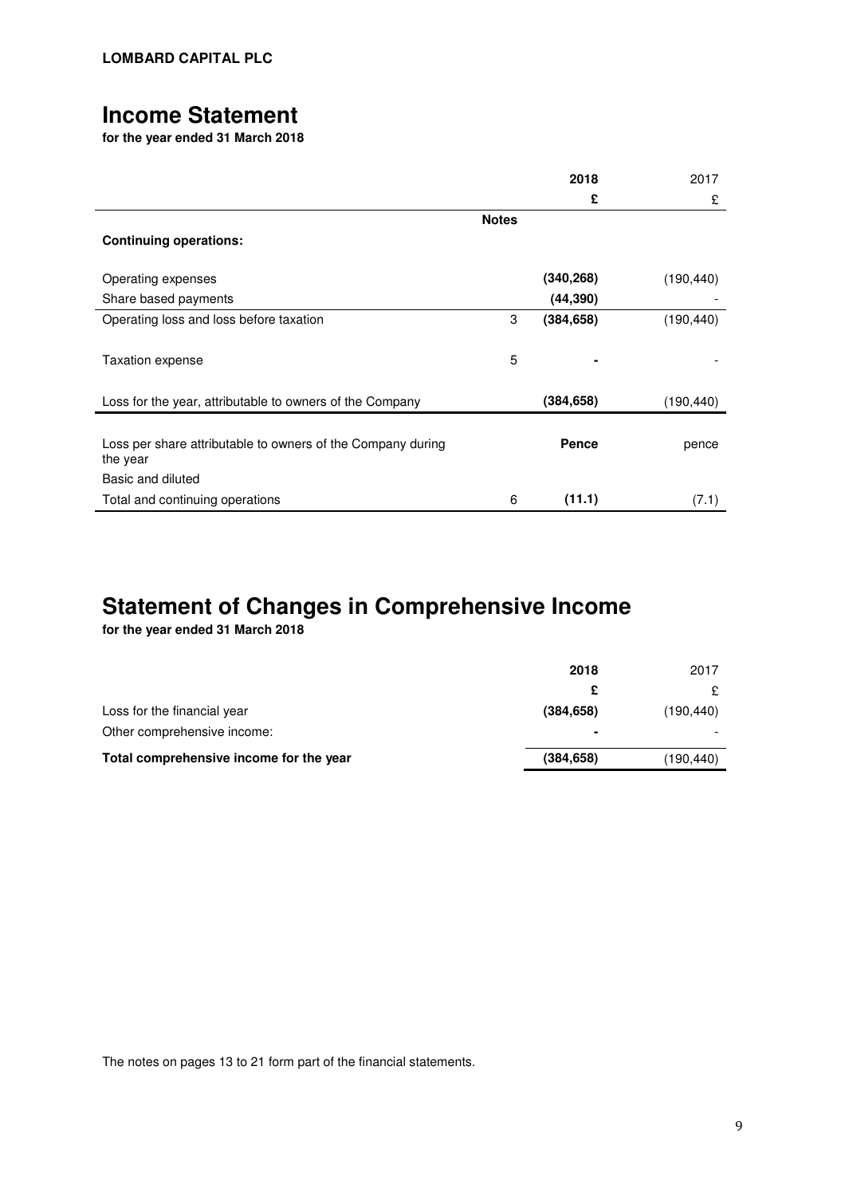**LOMBARD CAPITAL PLC**

# Income Statement

**for the year ended 31 March 2018**

| | Notes | 2018 | 2017 |
|---|---|---|---|
| | | £ | £ |
| **Continuing operations:** | | | |
| Operating expenses | | **(340,268)** | (190,440) |
| Share based payments | | **(44,390)** | - |
| Operating loss and loss before taxation | 3 | **(384,658)** | (190,440) |
| Taxation expense | 5 | **-** | - |
| Loss for the year, attributable to owners of the Company | | **(384,658)** | (190,440) |
| Loss per share attributable to owners of the Company during the year | | **Pence** | pence |
| Basic and diluted | | | |
| Total and continuing operations | 6 | **(11.1)** | (7.1) |

# Statement of Changes in Comprehensive Income

**for the year ended 31 March 2018**

| | 2018 | 2017 |
|---|---|---|
| | £ | £ |
| Loss for the financial year | **(384,658)** | (190,440) |
| Other comprehensive income: | **-** | - |
| **Total comprehensive income for the year** | **(384,658)** | (190,440) |

The notes on pages 13 to 21 form part of the financial statements.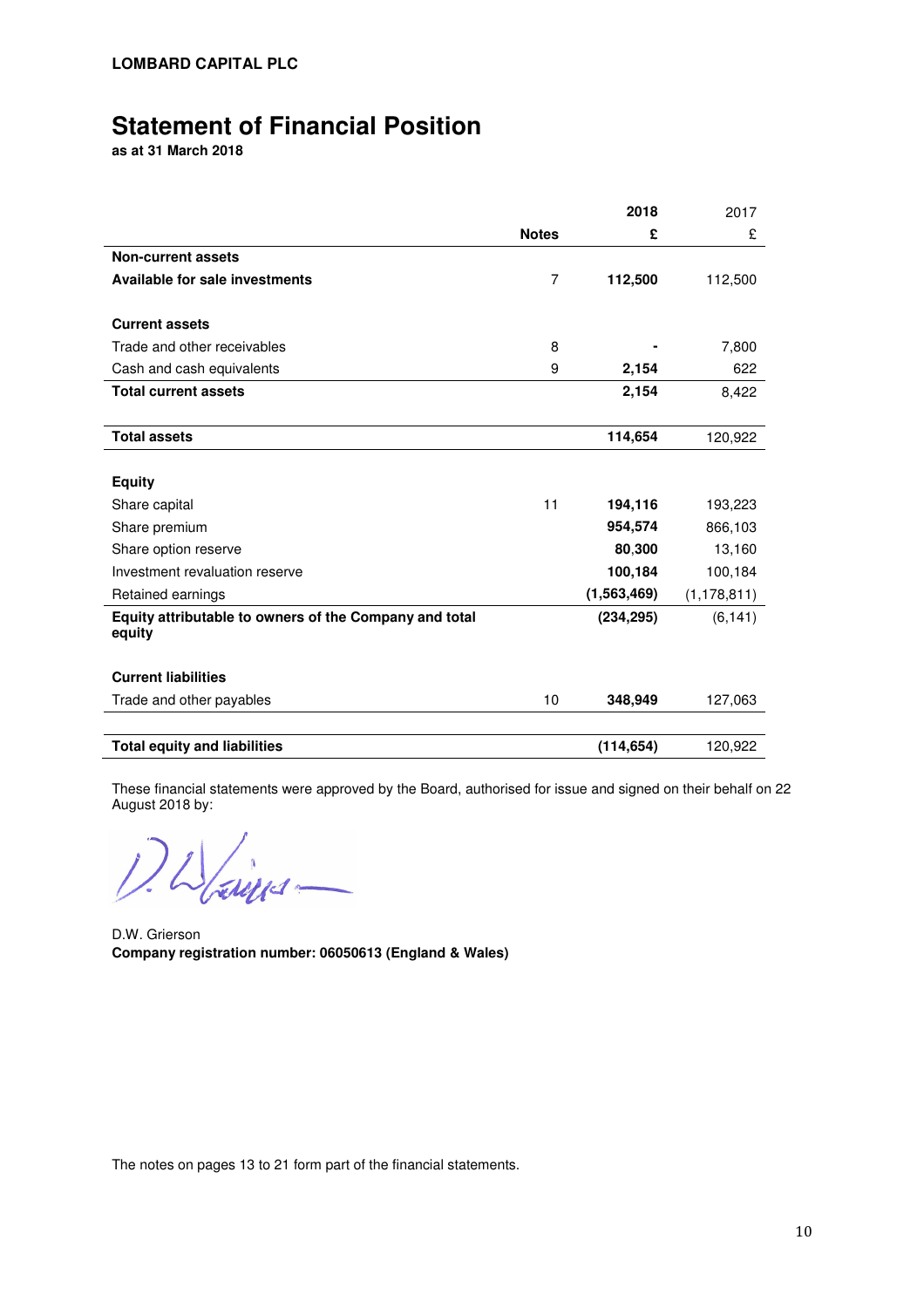**LOMBARD CAPITAL PLC**

# Statement of Financial Position

**as at 31 March 2018**

| | Notes | 2018 £ | 2017 £ |
|---|---|---|---|
| **Non-current assets** | | | |
| **Available for sale investments** | 7 | **112,500** | 112,500 |
| | | | |
| **Current assets** | | | |
| Trade and other receivables | 8 | **-** | 7,800 |
| Cash and cash equivalents | 9 | **2,154** | 622 |
| **Total current assets** | | **2,154** | 8,422 |
| | | | |
| **Total assets** | | **114,654** | 120,922 |
| | | | |
| **Equity** | | | |
| Share capital | 11 | **194,116** | 193,223 |
| Share premium | | **954,574** | 866,103 |
| Share option reserve | | **80,300** | 13,160 |
| Investment revaluation reserve | | **100,184** | 100,184 |
| Retained earnings | | **(1,563,469)** | (1,178,811) |
| **Equity attributable to owners of the Company and total equity** | | **(234,295)** | (6,141) |
| | | | |
| **Current liabilities** | | | |
| Trade and other payables | 10 | **348,949** | 127,063 |
| | | | |
| **Total equity and liabilities** | | **(114,654)** | 120,922 |

These financial statements were approved by the Board, authorised for issue and signed on their behalf on 22 August 2018 by:

D.W. Grierson

**Company registration number: 06050613 (England & Wales)**

The notes on pages 13 to 21 form part of the financial statements.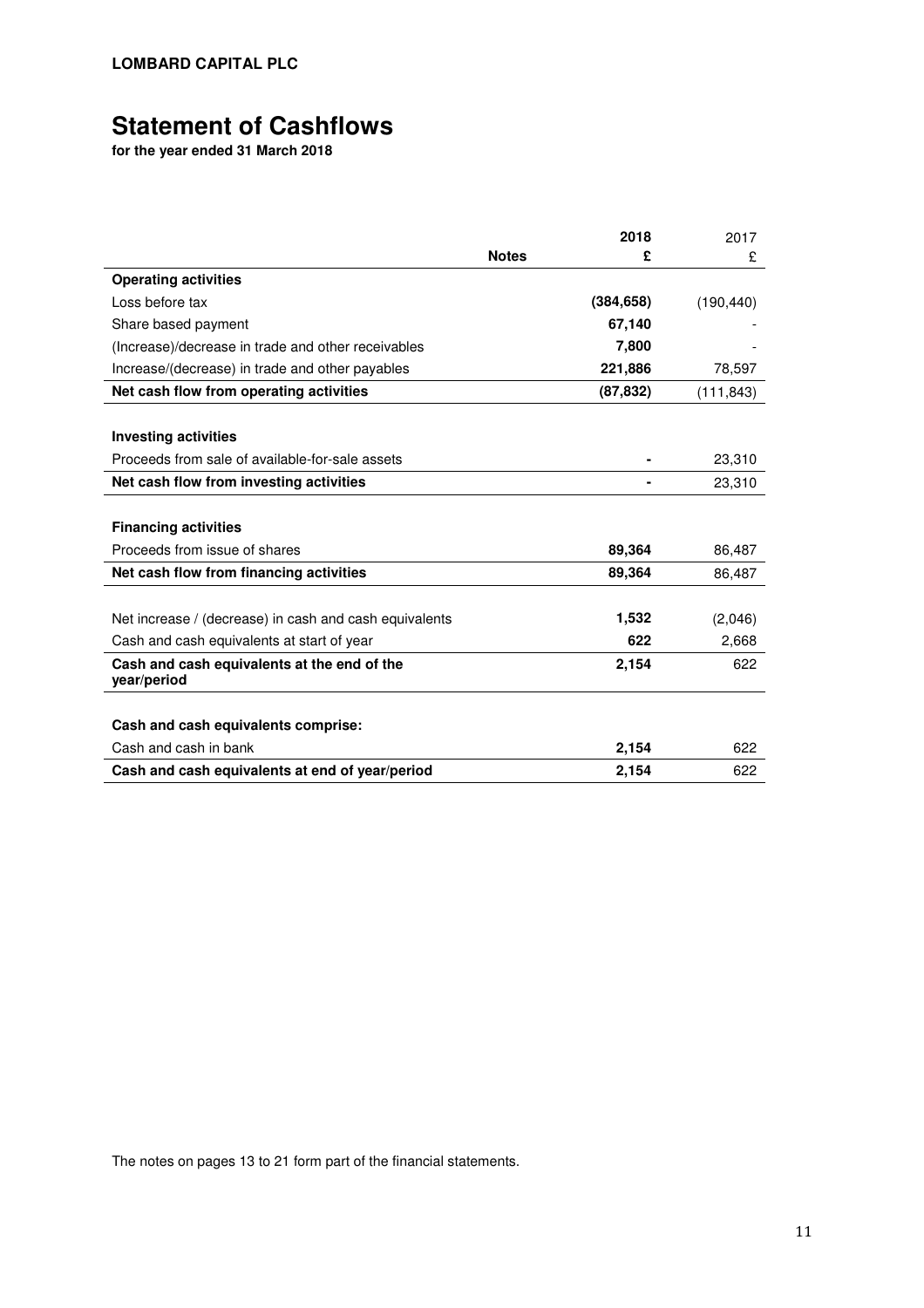**LOMBARD CAPITAL PLC**

# Statement of Cashflows

**for the year ended 31 March 2018**

| | Notes | 2018 £ | 2017 £ |
|---|---|---|---|
| **Operating activities** | | | |
| Loss before tax | | **(384,658)** | (190,440) |
| Share based payment | | **67,140** | - |
| (Increase)/decrease in trade and other receivables | | **7,800** | - |
| Increase/(decrease) in trade and other payables | | **221,886** | 78,597 |
| **Net cash flow from operating activities** | | **(87,832)** | (111,843) |
| | | | |
| **Investing activities** | | | |
| Proceeds from sale of available-for-sale assets | | **-** | 23,310 |
| **Net cash flow from investing activities** | | **-** | 23,310 |
| | | | |
| **Financing activities** | | | |
| Proceeds from issue of shares | | **89,364** | 86,487 |
| **Net cash flow from financing activities** | | **89,364** | 86,487 |
| | | | |
| Net increase / (decrease) in cash and cash equivalents | | **1,532** | (2,046) |
| Cash and cash equivalents at start of year | | **622** | 2,668 |
| **Cash and cash equivalents at the end of the year/period** | | **2,154** | 622 |
| | | | |
| **Cash and cash equivalents comprise:** | | | |
| Cash and cash in bank | | **2,154** | 622 |
| **Cash and cash equivalents at end of year/period** | | **2,154** | 622 |

The notes on pages 13 to 21 form part of the financial statements.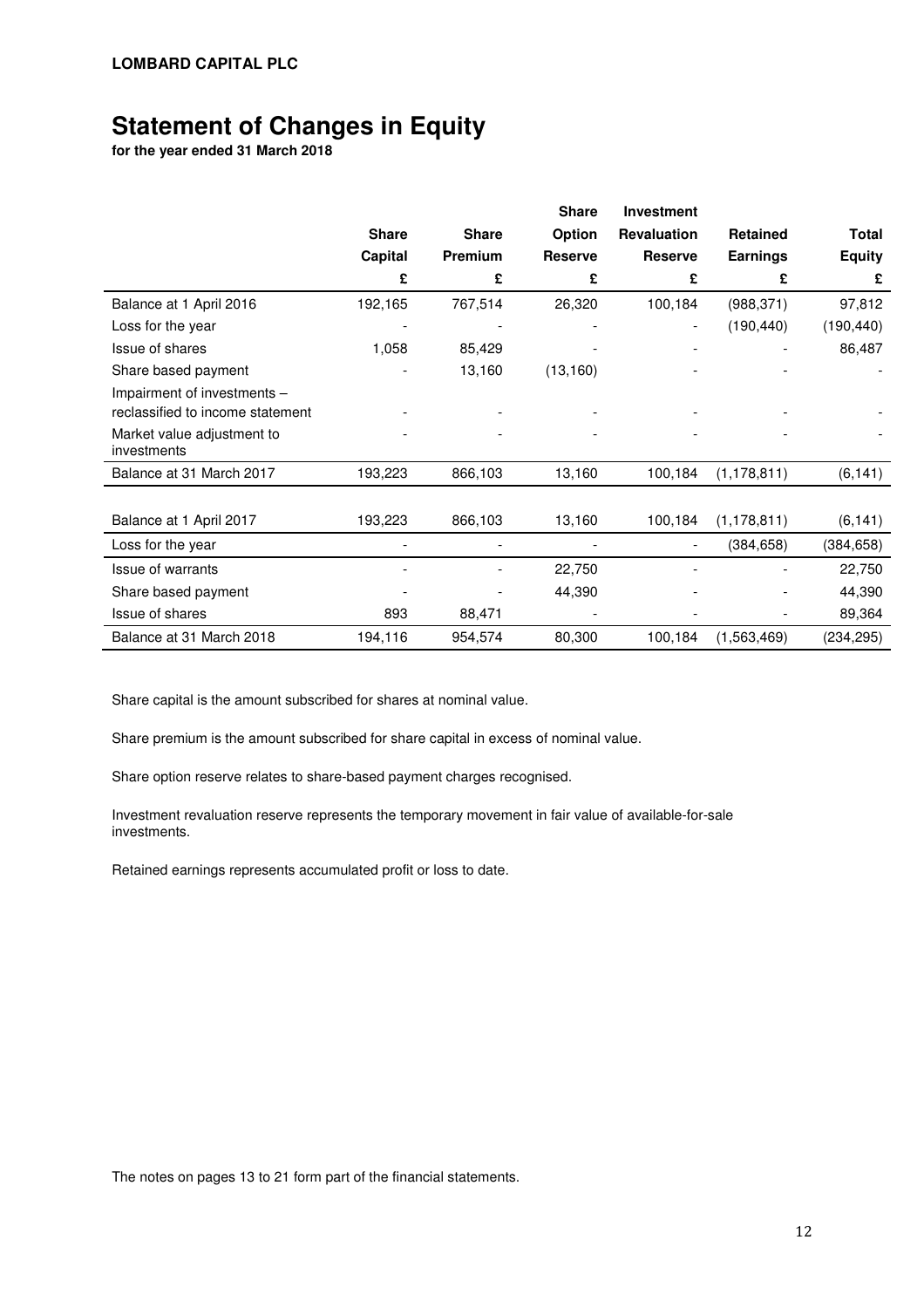**LOMBARD CAPITAL PLC**

# Statement of Changes in Equity

**for the year ended 31 March 2018**

| | Share Capital | Share Premium | Share Option Reserve | Investment Revaluation Reserve | Retained Earnings | Total Equity |
|---|---|---|---|---|---|---|
| | £ | £ | £ | £ | £ | £ |
| Balance at 1 April 2016 | 192,165 | 767,514 | 26,320 | 100,184 | (988,371) | 97,812 |
| Loss for the year | - | - | - | - | (190,440) | (190,440) |
| Issue of shares | 1,058 | 85,429 | - | - | - | 86,487 |
| Share based payment | - | 13,160 | (13,160) | - | - | - |
| Impairment of investments – reclassified to income statement | - | - | - | - | - | - |
| Market value adjustment to investments | - | - | - | - | - | - |
| Balance at 31 March 2017 | 193,223 | 866,103 | 13,160 | 100,184 | (1,178,811) | (6,141) |
| | | | | | | |
| Balance at 1 April 2017 | 193,223 | 866,103 | 13,160 | 100,184 | (1,178,811) | (6,141) |
| Loss for the year | - | - | - | - | (384,658) | (384,658) |
| Issue of warrants | - | - | 22,750 | - | - | 22,750 |
| Share based payment | - | - | 44,390 | - | - | 44,390 |
| Issue of shares | 893 | 88,471 | - | - | - | 89,364 |
| Balance at 31 March 2018 | 194,116 | 954,574 | 80,300 | 100,184 | (1,563,469) | (234,295) |

Share capital is the amount subscribed for shares at nominal value.

Share premium is the amount subscribed for share capital in excess of nominal value.

Share option reserve relates to share-based payment charges recognised.

Investment revaluation reserve represents the temporary movement in fair value of available-for-sale investments.

Retained earnings represents accumulated profit or loss to date.

The notes on pages 13 to 21 form part of the financial statements.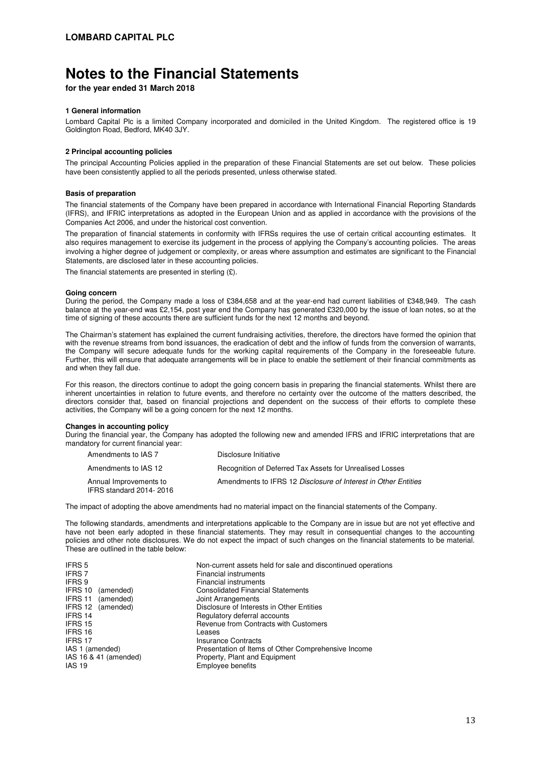**LOMBARD CAPITAL PLC**

# Notes to the Financial Statements

**for the year ended 31 March 2018**

### 1 General information

Lombard Capital Plc is a limited Company incorporated and domiciled in the United Kingdom. The registered office is 19 Goldington Road, Bedford, MK40 3JY.

### 2 Principal accounting policies

The principal Accounting Policies applied in the preparation of these Financial Statements are set out below. These policies have been consistently applied to all the periods presented, unless otherwise stated.

#### Basis of preparation

The financial statements of the Company have been prepared in accordance with International Financial Reporting Standards (IFRS), and IFRIC interpretations as adopted in the European Union and as applied in accordance with the provisions of the Companies Act 2006, and under the historical cost convention.

The preparation of financial statements in conformity with IFRSs requires the use of certain critical accounting estimates. It also requires management to exercise its judgement in the process of applying the Company's accounting policies. The areas involving a higher degree of judgement or complexity, or areas where assumption and estimates are significant to the Financial Statements, are disclosed later in these accounting policies.

The financial statements are presented in sterling (£).

#### Going concern

During the period, the Company made a loss of £384,658 and at the year-end had current liabilities of £348,949. The cash balance at the year-end was £2,154, post year end the Company has generated £320,000 by the issue of loan notes, so at the time of signing of these accounts there are sufficient funds for the next 12 months and beyond.

The Chairman's statement has explained the current fundraising activities, therefore, the directors have formed the opinion that with the revenue streams from bond issuances, the eradication of debt and the inflow of funds from the conversion of warrants, the Company will secure adequate funds for the working capital requirements of the Company in the foreseeable future. Further, this will ensure that adequate arrangements will be in place to enable the settlement of their financial commitments as and when they fall due.

For this reason, the directors continue to adopt the going concern basis in preparing the financial statements. Whilst there are inherent uncertainties in relation to future events, and therefore no certainty over the outcome of the matters described, the directors consider that, based on financial projections and dependent on the success of their efforts to complete these activities, the Company will be a going concern for the next 12 months.

#### Changes in accounting policy

During the financial year, the Company has adopted the following new and amended IFRS and IFRIC interpretations that are mandatory for current financial year:

| | |
|---|---|
| Amendments to IAS 7 | Disclosure Initiative |
| Amendments to IAS 12 | Recognition of Deferred Tax Assets for Unrealised Losses |
| Annual Improvements to IFRS standard 2014- 2016 | Amendments to IFRS 12 *Disclosure of Interest in Other Entities* |

The impact of adopting the above amendments had no material impact on the financial statements of the Company.

The following standards, amendments and interpretations applicable to the Company are in issue but are not yet effective and have not been early adopted in these financial statements. They may result in consequential changes to the accounting policies and other note disclosures. We do not expect the impact of such changes on the financial statements to be material. These are outlined in the table below:

| | |
|---|---|
| IFRS 5 | Non-current assets held for sale and discontinued operations |
| IFRS 7 | Financial instruments |
| IFRS 9 | Financial instruments |
| IFRS 10 (amended) | Consolidated Financial Statements |
| IFRS 11 (amended) | Joint Arrangements |
| IFRS 12 (amended) | Disclosure of Interests in Other Entities |
| IFRS 14 | Regulatory deferral accounts |
| IFRS 15 | Revenue from Contracts with Customers |
| IFRS 16 | Leases |
| IFRS 17 | Insurance Contracts |
| IAS 1 (amended) | Presentation of Items of Other Comprehensive Income |
| IAS 16 & 41 (amended) | Property, Plant and Equipment |
| IAS 19 | Employee benefits |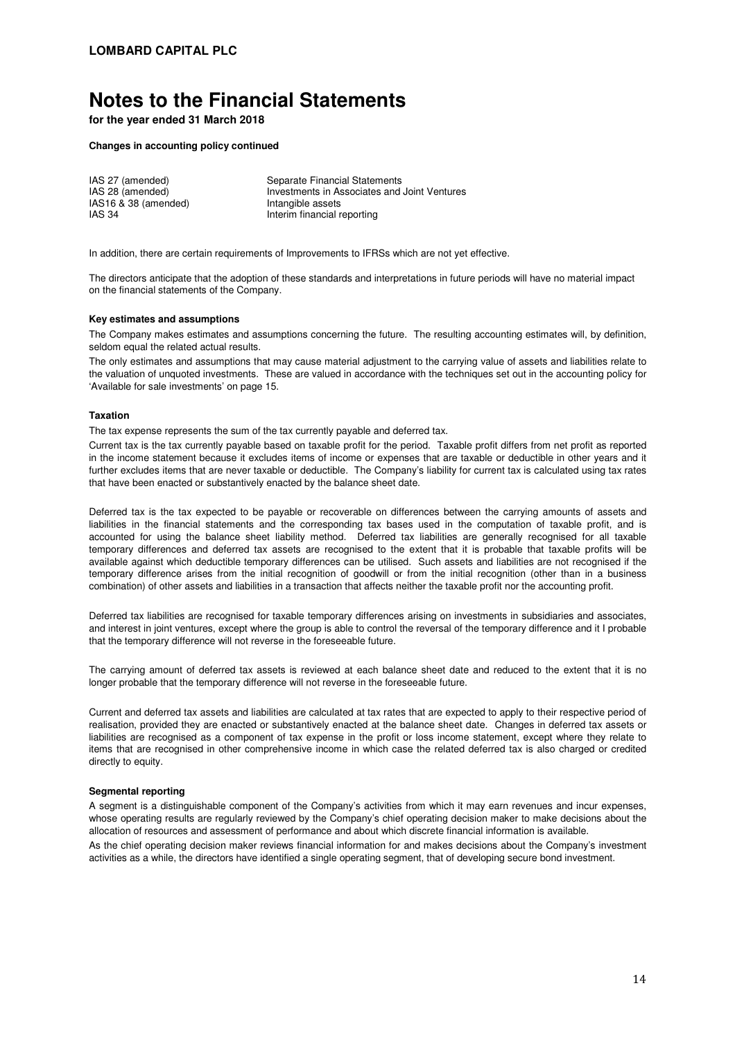**LOMBARD CAPITAL PLC**

# Notes to the Financial Statements

**for the year ended 31 March 2018**

**Changes in accounting policy continued**

| | |
|---|---|
| IAS 27 (amended) | Separate Financial Statements |
| IAS 28 (amended) | Investments in Associates and Joint Ventures |
| IAS16 & 38 (amended) | Intangible assets |
| IAS 34 | Interim financial reporting |

In addition, there are certain requirements of Improvements to IFRSs which are not yet effective.

The directors anticipate that the adoption of these standards and interpretations in future periods will have no material impact on the financial statements of the Company.

**Key estimates and assumptions**

The Company makes estimates and assumptions concerning the future. The resulting accounting estimates will, by definition, seldom equal the related actual results.

The only estimates and assumptions that may cause material adjustment to the carrying value of assets and liabilities relate to the valuation of unquoted investments. These are valued in accordance with the techniques set out in the accounting policy for 'Available for sale investments' on page 15.

**Taxation**

The tax expense represents the sum of the tax currently payable and deferred tax.

Current tax is the tax currently payable based on taxable profit for the period. Taxable profit differs from net profit as reported in the income statement because it excludes items of income or expenses that are taxable or deductible in other years and it further excludes items that are never taxable or deductible. The Company's liability for current tax is calculated using tax rates that have been enacted or substantively enacted by the balance sheet date.

Deferred tax is the tax expected to be payable or recoverable on differences between the carrying amounts of assets and liabilities in the financial statements and the corresponding tax bases used in the computation of taxable profit, and is accounted for using the balance sheet liability method. Deferred tax liabilities are generally recognised for all taxable temporary differences and deferred tax assets are recognised to the extent that it is probable that taxable profits will be available against which deductible temporary differences can be utilised. Such assets and liabilities are not recognised if the temporary difference arises from the initial recognition of goodwill or from the initial recognition (other than in a business combination) of other assets and liabilities in a transaction that affects neither the taxable profit nor the accounting profit.

Deferred tax liabilities are recognised for taxable temporary differences arising on investments in subsidiaries and associates, and interest in joint ventures, except where the group is able to control the reversal of the temporary difference and it I probable that the temporary difference will not reverse in the foreseeable future.

The carrying amount of deferred tax assets is reviewed at each balance sheet date and reduced to the extent that it is no longer probable that the temporary difference will not reverse in the foreseeable future.

Current and deferred tax assets and liabilities are calculated at tax rates that are expected to apply to their respective period of realisation, provided they are enacted or substantively enacted at the balance sheet date. Changes in deferred tax assets or liabilities are recognised as a component of tax expense in the profit or loss income statement, except where they relate to items that are recognised in other comprehensive income in which case the related deferred tax is also charged or credited directly to equity.

**Segmental reporting**

A segment is a distinguishable component of the Company's activities from which it may earn revenues and incur expenses, whose operating results are regularly reviewed by the Company's chief operating decision maker to make decisions about the allocation of resources and assessment of performance and about which discrete financial information is available.

As the chief operating decision maker reviews financial information for and makes decisions about the Company's investment activities as a while, the directors have identified a single operating segment, that of developing secure bond investment.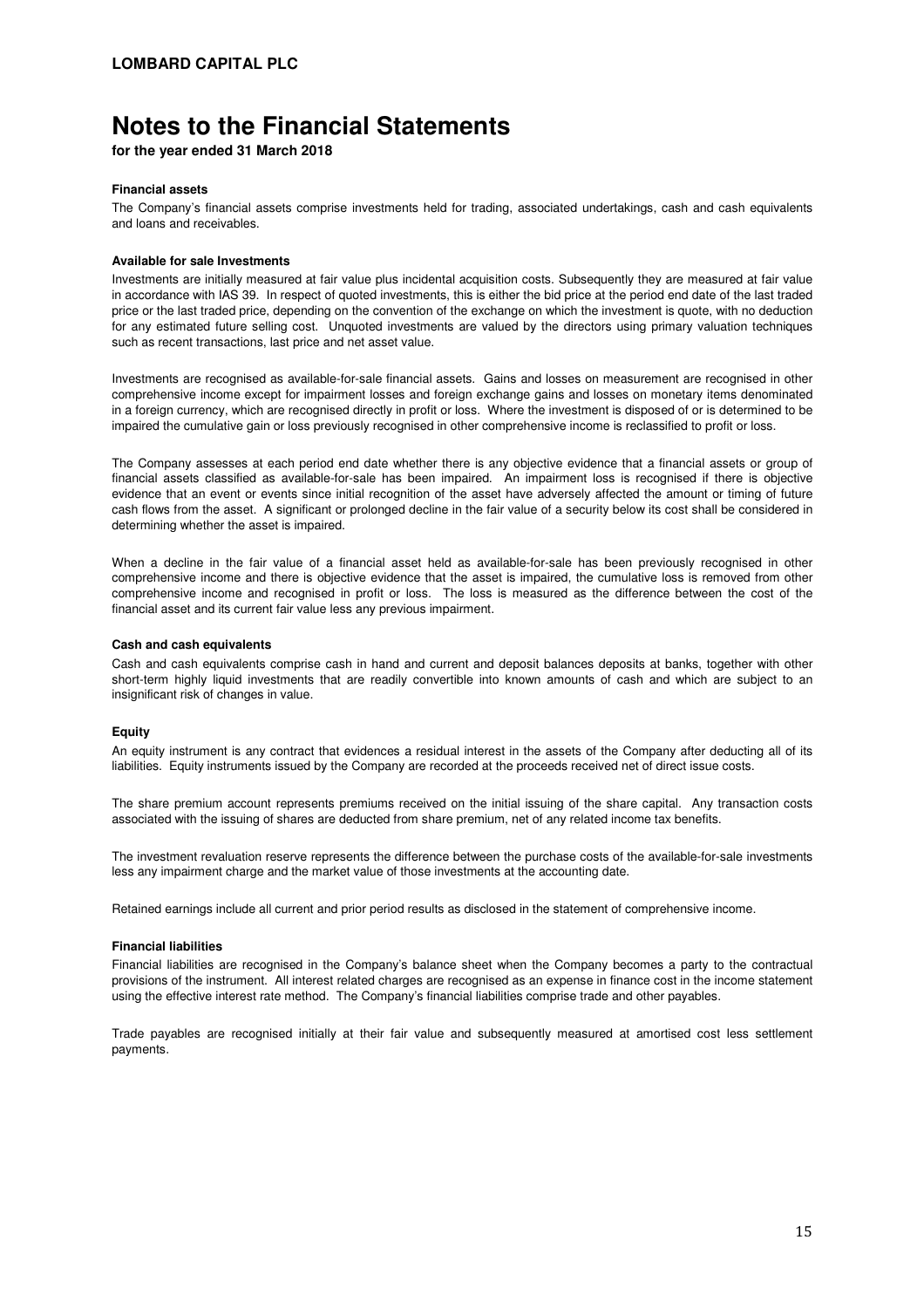# Notes to the Financial Statements

**for the year ended 31 March 2018**

**Financial assets**

The Company's financial assets comprise investments held for trading, associated undertakings, cash and cash equivalents and loans and receivables.

**Available for sale Investments**

Investments are initially measured at fair value plus incidental acquisition costs. Subsequently they are measured at fair value in accordance with IAS 39. In respect of quoted investments, this is either the bid price at the period end date of the last traded price or the last traded price, depending on the convention of the exchange on which the investment is quote, with no deduction for any estimated future selling cost. Unquoted investments are valued by the directors using primary valuation techniques such as recent transactions, last price and net asset value.

Investments are recognised as available-for-sale financial assets. Gains and losses on measurement are recognised in other comprehensive income except for impairment losses and foreign exchange gains and losses on monetary items denominated in a foreign currency, which are recognised directly in profit or loss. Where the investment is disposed of or is determined to be impaired the cumulative gain or loss previously recognised in other comprehensive income is reclassified to profit or loss.

The Company assesses at each period end date whether there is any objective evidence that a financial assets or group of financial assets classified as available-for-sale has been impaired. An impairment loss is recognised if there is objective evidence that an event or events since initial recognition of the asset have adversely affected the amount or timing of future cash flows from the asset. A significant or prolonged decline in the fair value of a security below its cost shall be considered in determining whether the asset is impaired.

When a decline in the fair value of a financial asset held as available-for-sale has been previously recognised in other comprehensive income and there is objective evidence that the asset is impaired, the cumulative loss is removed from other comprehensive income and recognised in profit or loss. The loss is measured as the difference between the cost of the financial asset and its current fair value less any previous impairment.

**Cash and cash equivalents**

Cash and cash equivalents comprise cash in hand and current and deposit balances deposits at banks, together with other short-term highly liquid investments that are readily convertible into known amounts of cash and which are subject to an insignificant risk of changes in value.

**Equity**

An equity instrument is any contract that evidences a residual interest in the assets of the Company after deducting all of its liabilities. Equity instruments issued by the Company are recorded at the proceeds received net of direct issue costs.

The share premium account represents premiums received on the initial issuing of the share capital. Any transaction costs associated with the issuing of shares are deducted from share premium, net of any related income tax benefits.

The investment revaluation reserve represents the difference between the purchase costs of the available-for-sale investments less any impairment charge and the market value of those investments at the accounting date.

Retained earnings include all current and prior period results as disclosed in the statement of comprehensive income.

**Financial liabilities**

Financial liabilities are recognised in the Company's balance sheet when the Company becomes a party to the contractual provisions of the instrument. All interest related charges are recognised as an expense in finance cost in the income statement using the effective interest rate method. The Company's financial liabilities comprise trade and other payables.

Trade payables are recognised initially at their fair value and subsequently measured at amortised cost less settlement payments.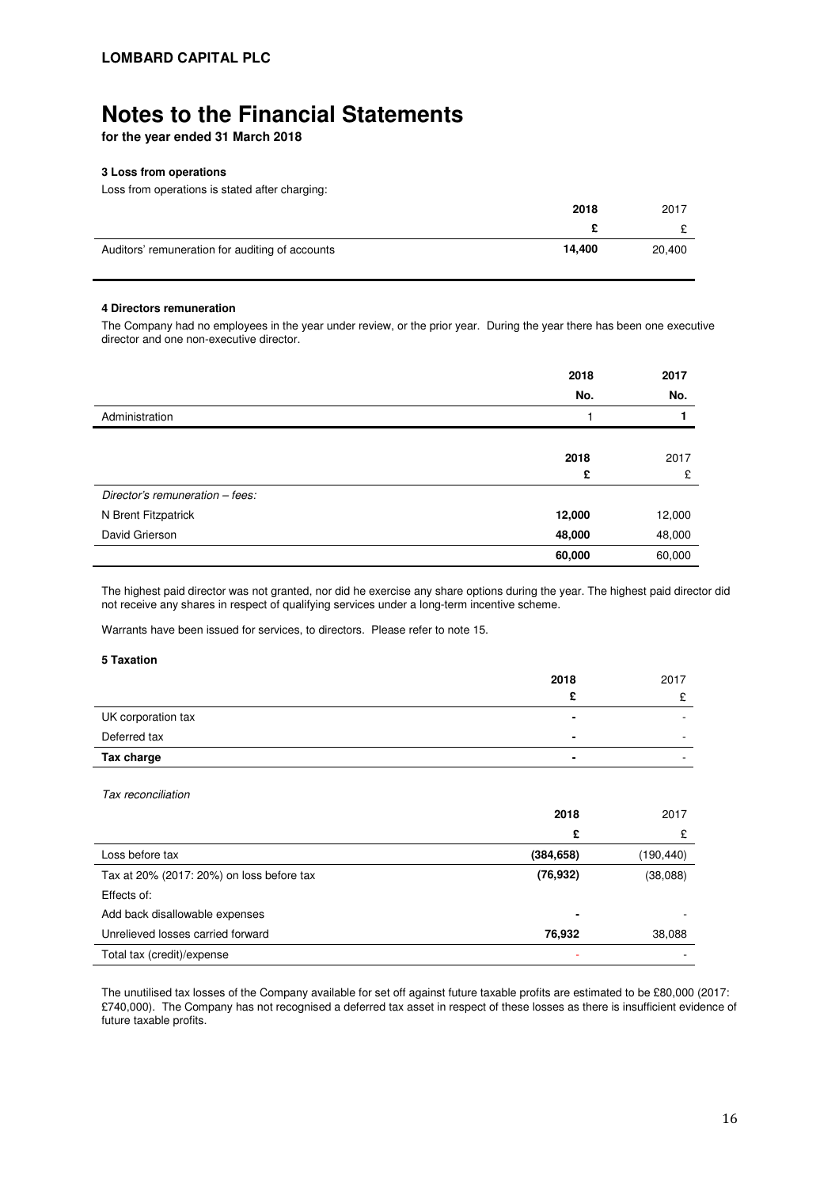**LOMBARD CAPITAL PLC**

# Notes to the Financial Statements

**for the year ended 31 March 2018**

### 3 Loss from operations

Loss from operations is stated after charging:

| | 2018 | 2017 |
|---|---|---|
| | £ | £ |
| Auditors' remuneration for auditing of accounts | 14,400 | 20,400 |

### 4 Directors remuneration

The Company had no employees in the year under review, or the prior year. During the year there has been one executive director and one non-executive director.

| | 2018 | 2017 |
|---|---|---|
| | No. | No. |
| Administration | 1 | 1 |

| | 2018 | 2017 |
|---|---|---|
| | £ | £ |
| *Director's remuneration – fees:* | | |
| N Brent Fitzpatrick | 12,000 | 12,000 |
| David Grierson | 48,000 | 48,000 |
| | 60,000 | 60,000 |

The highest paid director was not granted, nor did he exercise any share options during the year. The highest paid director did not receive any shares in respect of qualifying services under a long-term incentive scheme.

Warrants have been issued for services, to directors. Please refer to note 15.

### 5 Taxation

| | 2018 | 2017 |
|---|---|---|
| | £ | £ |
| UK corporation tax | - | - |
| Deferred tax | - | - |
| **Tax charge** | - | - |

*Tax reconciliation*

| | 2018 | 2017 |
|---|---|---|
| | £ | £ |
| Loss before tax | (384,658) | (190,440) |
| Tax at 20% (2017: 20%) on loss before tax | (76,932) | (38,088) |
| Effects of: | | |
| Add back disallowable expenses | - | - |
| Unrelieved losses carried forward | 76,932 | 38,088 |
| Total tax (credit)/expense | - | - |

The unutilised tax losses of the Company available for set off against future taxable profits are estimated to be £80,000 (2017: £740,000). The Company has not recognised a deferred tax asset in respect of these losses as there is insufficient evidence of future taxable profits.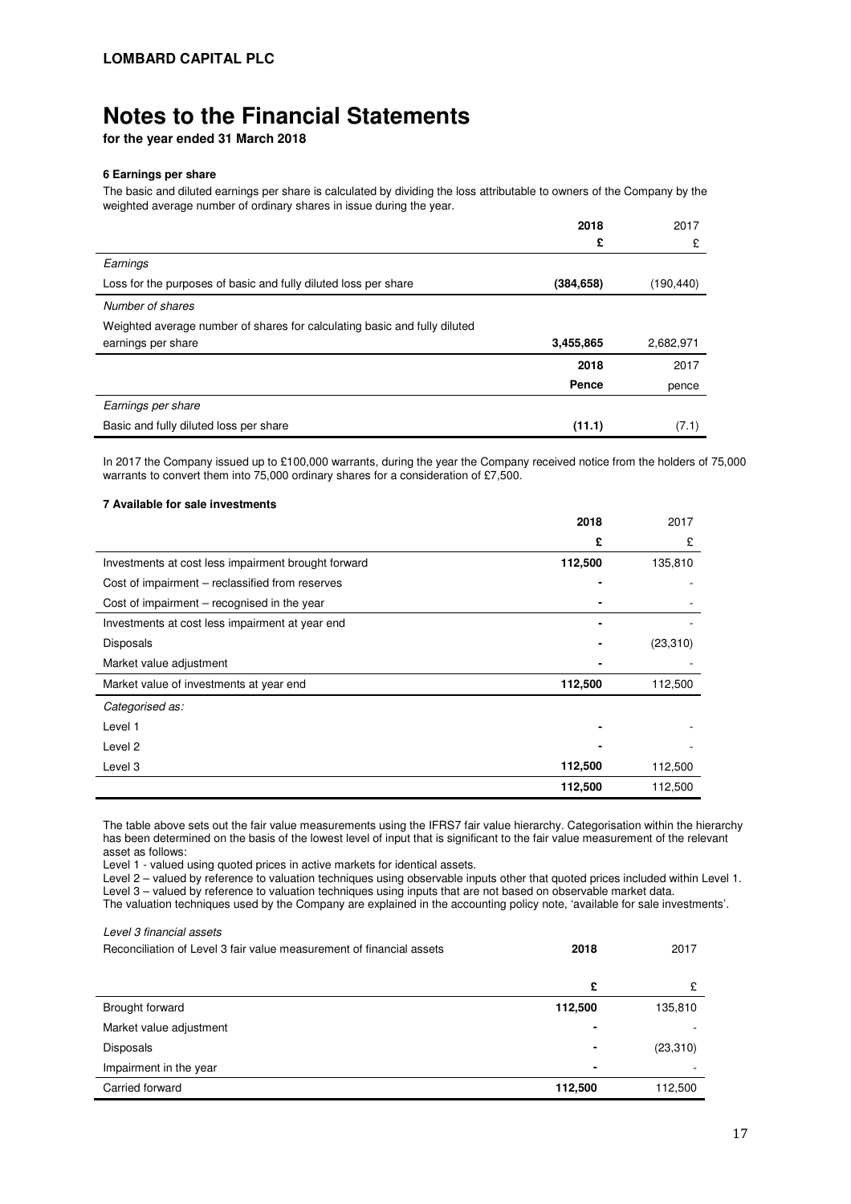**LOMBARD CAPITAL PLC**

# Notes to the Financial Statements

**for the year ended 31 March 2018**

### 6 Earnings per share

The basic and diluted earnings per share is calculated by dividing the loss attributable to owners of the Company by the weighted average number of ordinary shares in issue during the year.

| | **2018** | 2017 |
|---|---|---|
| | **£** | £ |
| *Earnings* | | |
| Loss for the purposes of basic and fully diluted loss per share | **(384,658)** | (190,440) |
| *Number of shares* | | |
| Weighted average number of shares for calculating basic and fully diluted earnings per share | **3,455,865** | 2,682,971 |
| | **2018** | 2017 |
| | **Pence** | pence |
| *Earnings per share* | | |
| Basic and fully diluted loss per share | **(11.1)** | (7.1) |

In 2017 the Company issued up to £100,000 warrants, during the year the Company received notice from the holders of 75,000 warrants to convert them into 75,000 ordinary shares for a consideration of £7,500.

### 7 Available for sale investments

| | **2018** | 2017 |
|---|---|---|
| | **£** | £ |
| Investments at cost less impairment brought forward | **112,500** | 135,810 |
| Cost of impairment – reclassified from reserves | **-** | - |
| Cost of impairment – recognised in the year | **-** | - |
| Investments at cost less impairment at year end | **-** | - |
| Disposals | **-** | (23,310) |
| Market value adjustment | **-** | - |
| Market value of investments at year end | **112,500** | 112,500 |
| *Categorised as:* | | |
| Level 1 | **-** | - |
| Level 2 | **-** | - |
| Level 3 | **112,500** | 112,500 |
| | **112,500** | 112,500 |

The table above sets out the fair value measurements using the IFRS7 fair value hierarchy. Categorisation within the hierarchy has been determined on the basis of the lowest level of input that is significant to the fair value measurement of the relevant asset as follows:

Level 1 - valued using quoted prices in active markets for identical assets.

Level 2 – valued by reference to valuation techniques using observable inputs other that quoted prices included within Level 1.

Level 3 – valued by reference to valuation techniques using inputs that are not based on observable market data.

The valuation techniques used by the Company are explained in the accounting policy note, 'available for sale investments'.

*Level 3 financial assets*

| Reconciliation of Level 3 fair value measurement of financial assets | **2018** | 2017 |
|---|---|---|
| | **£** | £ |
| Brought forward | **112,500** | 135,810 |
| Market value adjustment | **-** | - |
| Disposals | **-** | (23,310) |
| Impairment in the year | **-** | - |
| Carried forward | **112,500** | 112,500 |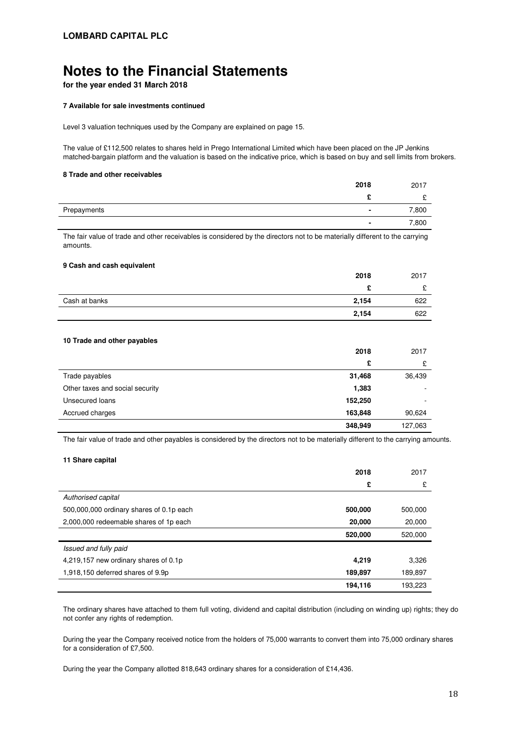# Notes to the Financial Statements

**for the year ended 31 March 2018**

#### 7 Available for sale investments continued

Level 3 valuation techniques used by the Company are explained on page 15.

The value of £112,500 relates to shares held in Prego International Limited which have been placed on the JP Jenkins matched-bargain platform and the valuation is based on the indicative price, which is based on buy and sell limits from brokers.

#### 8 Trade and other receivables

| | 2018 | 2017 |
|---|---|---|
| | £ | £ |
| Prepayments | - | 7,800 |
| | - | 7,800 |

The fair value of trade and other receivables is considered by the directors not to be materially different to the carrying amounts.

#### 9 Cash and cash equivalent

| | 2018 | 2017 |
|---|---|---|
| | £ | £ |
| Cash at banks | 2,154 | 622 |
| | 2,154 | 622 |

#### 10 Trade and other payables

| | 2018 | 2017 |
|---|---|---|
| | £ | £ |
| Trade payables | 31,468 | 36,439 |
| Other taxes and social security | 1,383 | - |
| Unsecured loans | 152,250 | - |
| Accrued charges | 163,848 | 90,624 |
| | 348,949 | 127,063 |

The fair value of trade and other payables is considered by the directors not to be materially different to the carrying amounts.

#### 11 Share capital

| | 2018 | 2017 |
|---|---|---|
| | £ | £ |
| *Authorised capital* | | |
| 500,000,000 ordinary shares of 0.1p each | 500,000 | 500,000 |
| 2,000,000 redeemable shares of 1p each | 20,000 | 20,000 |
| | 520,000 | 520,000 |
| *Issued and fully paid* | | |
| 4,219,157 new ordinary shares of 0.1p | 4,219 | 3,326 |
| 1,918,150 deferred shares of 9.9p | 189,897 | 189,897 |
| | 194,116 | 193,223 |

The ordinary shares have attached to them full voting, dividend and capital distribution (including on winding up) rights; they do not confer any rights of redemption.

During the year the Company received notice from the holders of 75,000 warrants to convert them into 75,000 ordinary shares for a consideration of £7,500.

During the year the Company allotted 818,643 ordinary shares for a consideration of £14,436.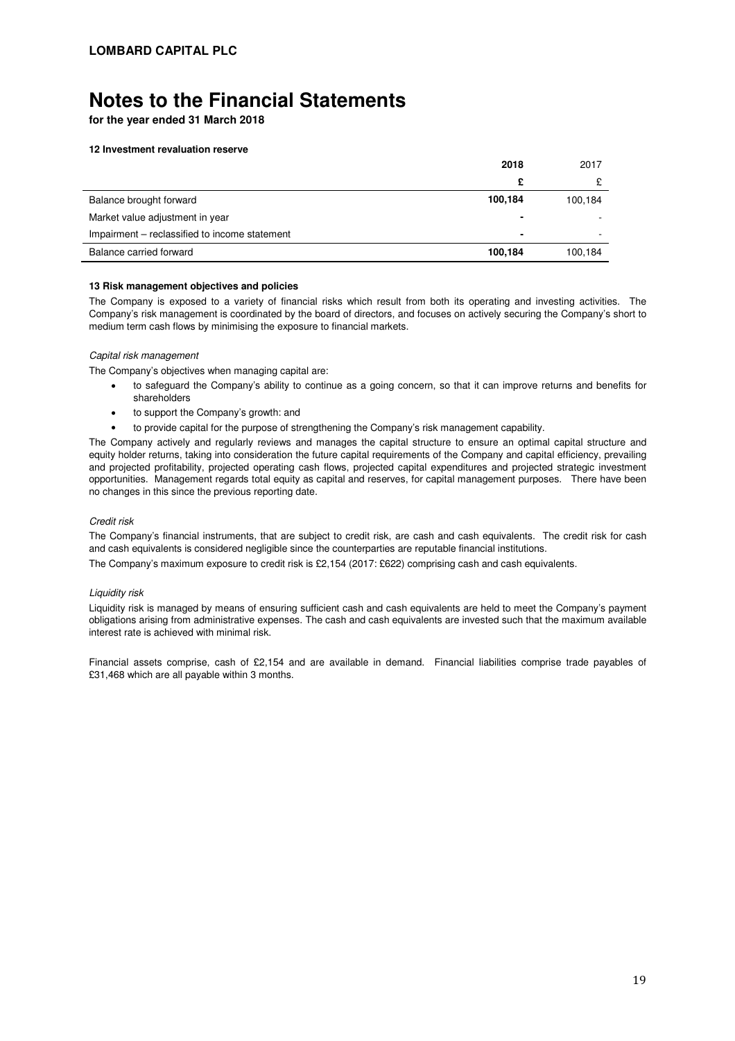**LOMBARD CAPITAL PLC**

# Notes to the Financial Statements

**for the year ended 31 March 2018**

### 12 Investment revaluation reserve

| | **2018** | 2017 |
|---|---|---|
| | **£** | £ |
| Balance brought forward | **100,184** | 100,184 |
| Market value adjustment in year | **-** | - |
| Impairment – reclassified to income statement | **-** | - |
| Balance carried forward | **100,184** | 100,184 |

### 13 Risk management objectives and policies

The Company is exposed to a variety of financial risks which result from both its operating and investing activities. The Company's risk management is coordinated by the board of directors, and focuses on actively securing the Company's short to medium term cash flows by minimising the exposure to financial markets.

*Capital risk management*

The Company's objectives when managing capital are:

- to safeguard the Company's ability to continue as a going concern, so that it can improve returns and benefits for shareholders
- to support the Company's growth: and
- to provide capital for the purpose of strengthening the Company's risk management capability.

The Company actively and regularly reviews and manages the capital structure to ensure an optimal capital structure and equity holder returns, taking into consideration the future capital requirements of the Company and capital efficiency, prevailing and projected profitability, projected operating cash flows, projected capital expenditures and projected strategic investment opportunities. Management regards total equity as capital and reserves, for capital management purposes. There have been no changes in this since the previous reporting date.

*Credit risk*

The Company's financial instruments, that are subject to credit risk, are cash and cash equivalents. The credit risk for cash and cash equivalents is considered negligible since the counterparties are reputable financial institutions.

The Company's maximum exposure to credit risk is £2,154 (2017: £622) comprising cash and cash equivalents.

*Liquidity risk*

Liquidity risk is managed by means of ensuring sufficient cash and cash equivalents are held to meet the Company's payment obligations arising from administrative expenses. The cash and cash equivalents are invested such that the maximum available interest rate is achieved with minimal risk.

Financial assets comprise, cash of £2,154 and are available in demand. Financial liabilities comprise trade payables of £31,468 which are all payable within 3 months.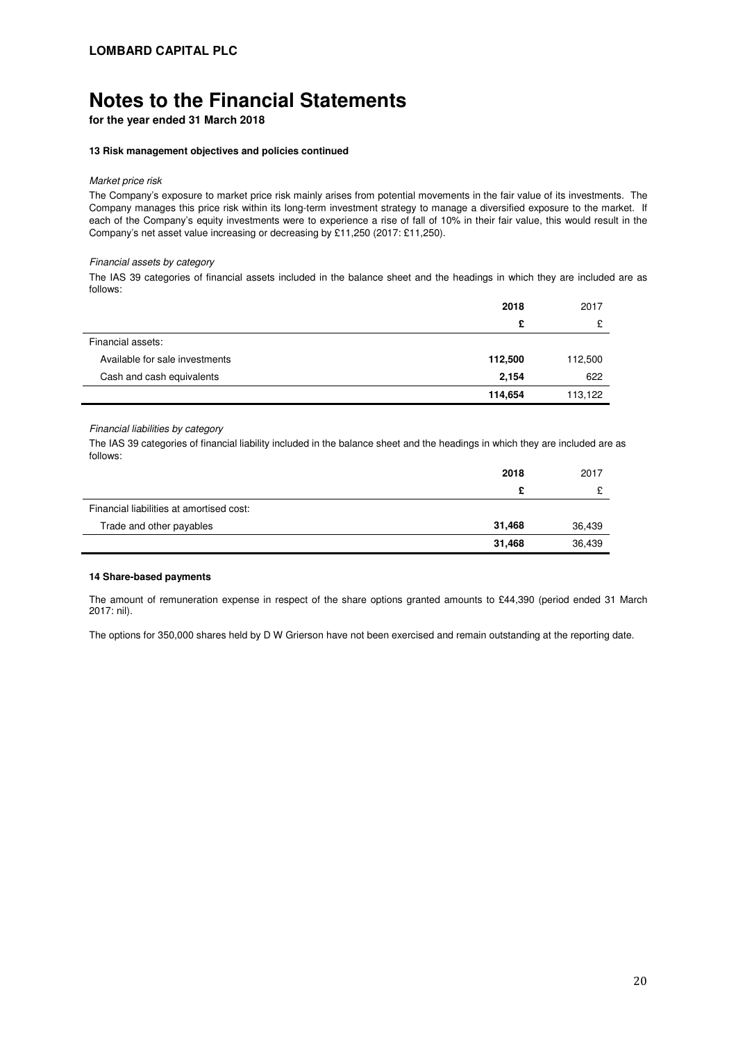**LOMBARD CAPITAL PLC**

# Notes to the Financial Statements

**for the year ended 31 March 2018**

**13 Risk management objectives and policies continued**

*Market price risk*

The Company's exposure to market price risk mainly arises from potential movements in the fair value of its investments. The Company manages this price risk within its long-term investment strategy to manage a diversified exposure to the market. If each of the Company's equity investments were to experience a rise of fall of 10% in their fair value, this would result in the Company's net asset value increasing or decreasing by £11,250 (2017: £11,250).

*Financial assets by category*

The IAS 39 categories of financial assets included in the balance sheet and the headings in which they are included are as follows:

| | **2018** | 2017 |
|---|---|---|
| | **£** | £ |
| Financial assets: | | |
| Available for sale investments | **112,500** | 112,500 |
| Cash and cash equivalents | **2,154** | 622 |
| | **114,654** | 113,122 |

*Financial liabilities by category*

The IAS 39 categories of financial liability included in the balance sheet and the headings in which they are included are as follows:

| | **2018** | 2017 |
|---|---|---|
| | **£** | £ |
| Financial liabilities at amortised cost: | | |
| Trade and other payables | **31,468** | 36,439 |
| | **31,468** | 36,439 |

**14 Share-based payments**

The amount of remuneration expense in respect of the share options granted amounts to £44,390 (period ended 31 March 2017: nil).

The options for 350,000 shares held by D W Grierson have not been exercised and remain outstanding at the reporting date.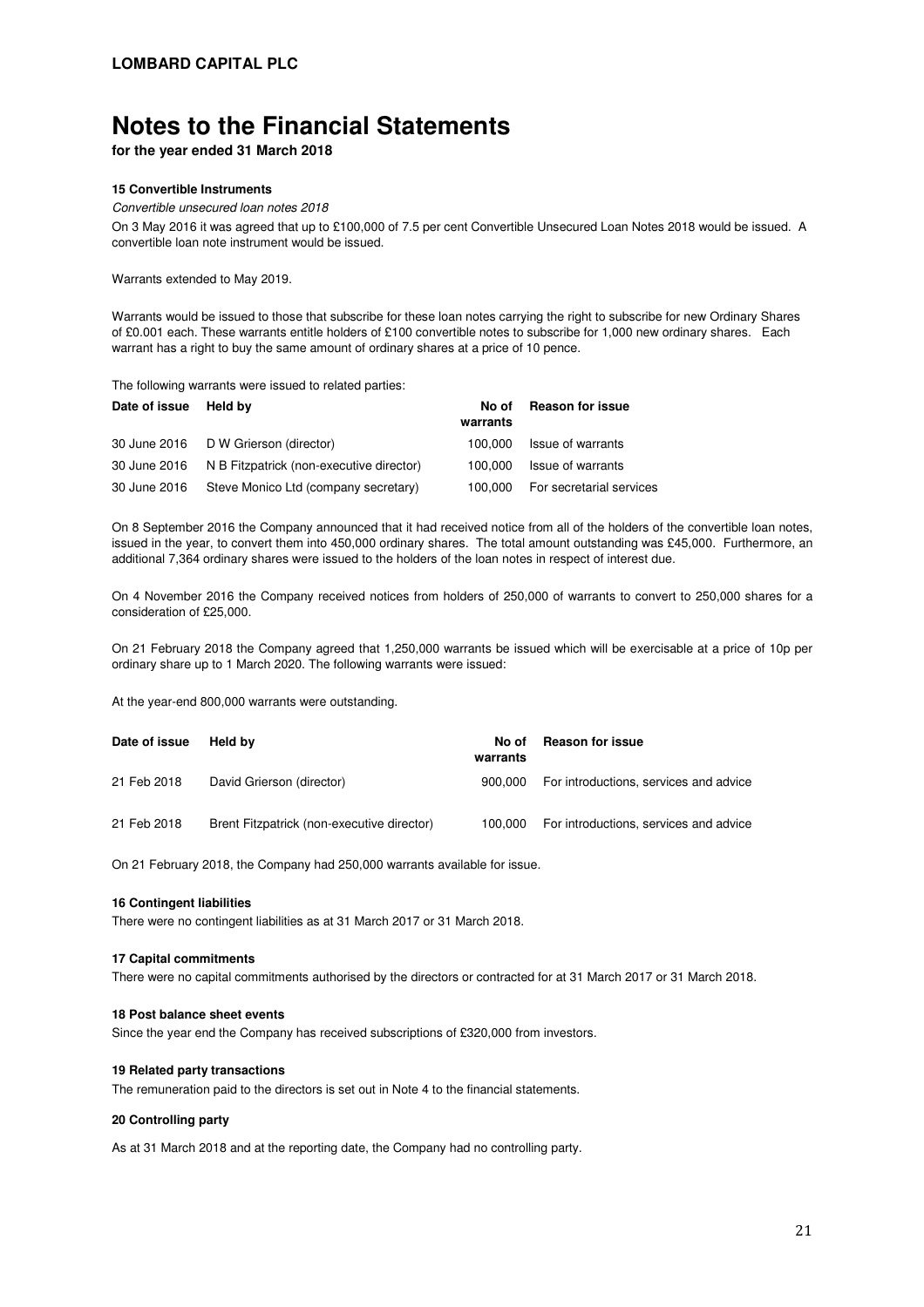**LOMBARD CAPITAL PLC**

# Notes to the Financial Statements

**for the year ended 31 March 2018**

#### 15 Convertible Instruments

*Convertible unsecured loan notes 2018*

On 3 May 2016 it was agreed that up to £100,000 of 7.5 per cent Convertible Unsecured Loan Notes 2018 would be issued. A convertible loan note instrument would be issued.

Warrants extended to May 2019.

Warrants would be issued to those that subscribe for these loan notes carrying the right to subscribe for new Ordinary Shares of £0.001 each. These warrants entitle holders of £100 convertible notes to subscribe for 1,000 new ordinary shares. Each warrant has a right to buy the same amount of ordinary shares at a price of 10 pence.

The following warrants were issued to related parties:

| Date of issue | Held by | No of warrants | Reason for issue |
|---|---|---|---|
| 30 June 2016 | D W Grierson (director) | 100,000 | Issue of warrants |
| 30 June 2016 | N B Fitzpatrick (non-executive director) | 100,000 | Issue of warrants |
| 30 June 2016 | Steve Monico Ltd (company secretary) | 100,000 | For secretarial services |

On 8 September 2016 the Company announced that it had received notice from all of the holders of the convertible loan notes, issued in the year, to convert them into 450,000 ordinary shares. The total amount outstanding was £45,000. Furthermore, an additional 7,364 ordinary shares were issued to the holders of the loan notes in respect of interest due.

On 4 November 2016 the Company received notices from holders of 250,000 of warrants to convert to 250,000 shares for a consideration of £25,000.

On 21 February 2018 the Company agreed that 1,250,000 warrants be issued which will be exercisable at a price of 10p per ordinary share up to 1 March 2020. The following warrants were issued:

At the year-end 800,000 warrants were outstanding.

| Date of issue | Held by | No of warrants | Reason for issue |
|---|---|---|---|
| 21 Feb 2018 | David Grierson (director) | 900,000 | For introductions, services and advice |
| 21 Feb 2018 | Brent Fitzpatrick (non-executive director) | 100,000 | For introductions, services and advice |

On 21 February 2018, the Company had 250,000 warrants available for issue.

#### 16 Contingent liabilities

There were no contingent liabilities as at 31 March 2017 or 31 March 2018.

#### 17 Capital commitments

There were no capital commitments authorised by the directors or contracted for at 31 March 2017 or 31 March 2018.

#### 18 Post balance sheet events

Since the year end the Company has received subscriptions of £320,000 from investors.

#### 19 Related party transactions

The remuneration paid to the directors is set out in Note 4 to the financial statements.

#### 20 Controlling party

As at 31 March 2018 and at the reporting date, the Company had no controlling party.